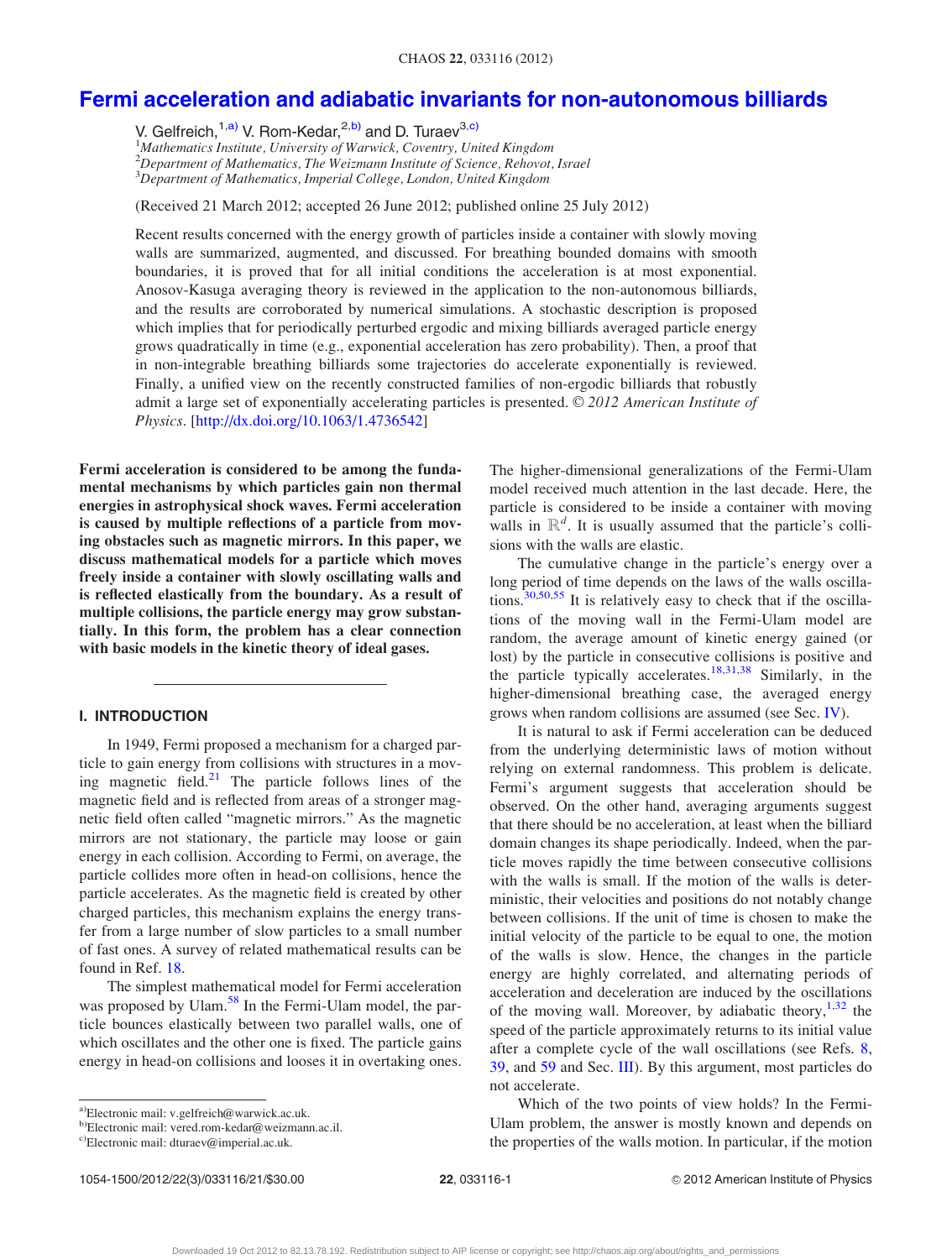# Fermi acceleration and adiabatic invariants for non-autonomous billiards

V. Gelfreich,[1,a)] V. Rom-Kedar,[2,b)] and D. Turaev[3,c)]

[1]*Mathematics Institute, University of Warwick, Coventry, United Kingdom*
[2]*Department of Mathematics, The Weizmann Institute of Science, Rehovot, Israel*
[3]*Department of Mathematics, Imperial College, London, United Kingdom*

(Received 21 March 2012; accepted 26 June 2012; published online 25 July 2012)

Recent results concerned with the energy growth of particles inside a container with slowly moving walls are summarized, augmented, and discussed. For breathing bounded domains with smooth boundaries, it is proved that for all initial conditions the acceleration is at most exponential. Anosov-Kasuga averaging theory is reviewed in the application to the non-autonomous billiards, and the results are corroborated by numerical simulations. A stochastic description is proposed which implies that for periodically perturbed ergodic and mixing billiards averaged particle energy grows quadratically in time (e.g., exponential acceleration has zero probability). Then, a proof that in non-integrable breathing billiards some trajectories do accelerate exponentially is reviewed. Finally, a unified view on the recently constructed families of non-ergodic billiards that robustly admit a large set of exponentially accelerating particles is presented. © *2012 American Institute of Physics*. [http://dx.doi.org/10.1063/1.4736542]

**Fermi acceleration is considered to be among the fundamental mechanisms by which particles gain non thermal energies in astrophysical shock waves. Fermi acceleration is caused by multiple reflections of a particle from moving obstacles such as magnetic mirrors. In this paper, we discuss mathematical models for a particle which moves freely inside a container with slowly oscillating walls and is reflected elastically from the boundary. As a result of multiple collisions, the particle energy may grow substantially. In this form, the problem has a clear connection with basic models in the kinetic theory of ideal gases.**

## I. INTRODUCTION

In 1949, Fermi proposed a mechanism for a charged particle to gain energy from collisions with structures in a moving magnetic field.[21] The particle follows lines of the magnetic field and is reflected from areas of a stronger magnetic field often called "magnetic mirrors." As the magnetic mirrors are not stationary, the particle may loose or gain energy in each collision. According to Fermi, on average, the particle collides more often in head-on collisions, hence the particle accelerates. As the magnetic field is created by other charged particles, this mechanism explains the energy transfer from a large number of slow particles to a small number of fast ones. A survey of related mathematical results can be found in Ref. 18.

The simplest mathematical model for Fermi acceleration was proposed by Ulam.[58] In the Fermi-Ulam model, the particle bounces elastically between two parallel walls, one of which oscillates and the other one is fixed. The particle gains energy in head-on collisions and looses it in overtaking ones. The higher-dimensional generalizations of the Fermi-Ulam model received much attention in the last decade. Here, the particle is considered to be inside a container with moving walls in $\mathbb{R}^d$. It is usually assumed that the particle's collisions with the walls are elastic.

The cumulative change in the particle's energy over a long period of time depends on the laws of the walls oscillations.[30,50,55] It is relatively easy to check that if the oscillations of the moving wall in the Fermi-Ulam model are random, the average amount of kinetic energy gained (or lost) by the particle in consecutive collisions is positive and the particle typically accelerates.[18,31,38] Similarly, in the higher-dimensional breathing case, the averaged energy grows when random collisions are assumed (see Sec. IV).

It is natural to ask if Fermi acceleration can be deduced from the underlying deterministic laws of motion without relying on external randomness. This problem is delicate. Fermi's argument suggests that acceleration should be observed. On the other hand, averaging arguments suggest that there should be no acceleration, at least when the billiard domain changes its shape periodically. Indeed, when the particle moves rapidly the time between consecutive collisions with the walls is small. If the motion of the walls is deterministic, their velocities and positions do not notably change between collisions. If the unit of time is chosen to make the initial velocity of the particle to be equal to one, the motion of the walls is slow. Hence, the changes in the particle energy are highly correlated, and alternating periods of acceleration and deceleration are induced by the oscillations of the moving wall. Moreover, by adiabatic theory,[1,32] the speed of the particle approximately returns to its initial value after a complete cycle of the wall oscillations (see Refs. 8, 39, and 59 and Sec. III). By this argument, most particles do not accelerate.

Which of the two points of view holds? In the Fermi-Ulam problem, the answer is mostly known and depends on the properties of the walls motion. In particular, if the motion

---

a)Electronic mail: v.gelfreich@warwick.ac.uk.
b)Electronic mail: vered.rom-kedar@weizmann.ac.il.
c)Electronic mail: dturaev@imperial.ac.uk.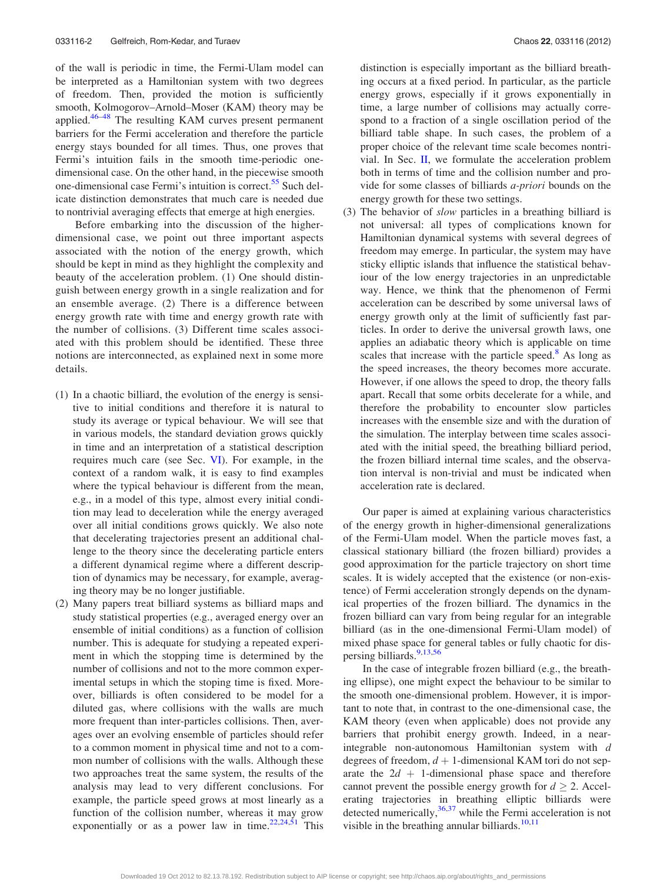of the wall is periodic in time, the Fermi-Ulam model can be interpreted as a Hamiltonian system with two degrees of freedom. Then, provided the motion is sufficiently smooth, Kolmogorov–Arnold–Moser (KAM) theory may be applied.[46–48] The resulting KAM curves present permanent barriers for the Fermi acceleration and therefore the particle energy stays bounded for all times. Thus, one proves that Fermi's intuition fails in the smooth time-periodic one-dimensional case. On the other hand, in the piecewise smooth one-dimensional case Fermi's intuition is correct.[55] Such delicate distinction demonstrates that much care is needed due to nontrivial averaging effects that emerge at high energies.

Before embarking into the discussion of the higher-dimensional case, we point out three important aspects associated with the notion of the energy growth, which should be kept in mind as they highlight the complexity and beauty of the acceleration problem. (1) One should distinguish between energy growth in a single realization and for an ensemble average. (2) There is a difference between energy growth rate with time and energy growth rate with the number of collisions. (3) Different time scales associated with this problem should be identified. These three notions are interconnected, as explained next in some more details.

(1) In a chaotic billiard, the evolution of the energy is sensitive to initial conditions and therefore it is natural to study its average or typical behaviour. We will see that in various models, the standard deviation grows quickly in time and an interpretation of a statistical description requires much care (see Sec. VI). For example, in the context of a random walk, it is easy to find examples where the typical behaviour is different from the mean, e.g., in a model of this type, almost every initial condition may lead to deceleration while the energy averaged over all initial conditions grows quickly. We also note that decelerating trajectories present an additional challenge to the theory since the decelerating particle enters a different dynamical regime where a different description of dynamics may be necessary, for example, averaging theory may be no longer justifiable.

(2) Many papers treat billiard systems as billiard maps and study statistical properties (e.g., averaged energy over an ensemble of initial conditions) as a function of collision number. This is adequate for studying a repeated experiment in which the stopping time is determined by the number of collisions and not to the more common experimental setups in which the stoping time is fixed. Moreover, billiards is often considered to be model for a diluted gas, where collisions with the walls are much more frequent than inter-particles collisions. Then, averages over an evolving ensemble of particles should refer to a common moment in physical time and not to a common number of collisions with the walls. Although these two approaches treat the same system, the results of the analysis may lead to very different conclusions. For example, the particle speed grows at most linearly as a function of the collision number, whereas it may grow exponentially or as a power law in time.[22,24,51] This distinction is especially important as the billiard breathing occurs at a fixed period. In particular, as the particle energy grows, especially if it grows exponentially in time, a large number of collisions may actually correspond to a fraction of a single oscillation period of the billiard table shape. In such cases, the problem of a proper choice of the relevant time scale becomes nontrivial. In Sec. II, we formulate the acceleration problem both in terms of time and the collision number and provide for some classes of billiards *a-priori* bounds on the energy growth for these two settings.

(3) The behavior of *slow* particles in a breathing billiard is not universal: all types of complications known for Hamiltonian dynamical systems with several degrees of freedom may emerge. In particular, the system may have sticky elliptic islands that influence the statistical behaviour of the low energy trajectories in an unpredictable way. Hence, we think that the phenomenon of Fermi acceleration can be described by some universal laws of energy growth only at the limit of sufficiently fast particles. In order to derive the universal growth laws, one applies an adiabatic theory which is applicable on time scales that increase with the particle speed.[8] As long as the speed increases, the theory becomes more accurate. However, if one allows the speed to drop, the theory falls apart. Recall that some orbits decelerate for a while, and therefore the probability to encounter slow particles increases with the ensemble size and with the duration of the simulation. The interplay between time scales associated with the initial speed, the breathing billiard period, the frozen billiard internal time scales, and the observation interval is non-trivial and must be indicated when acceleration rate is declared.

Our paper is aimed at explaining various characteristics of the energy growth in higher-dimensional generalizations of the Fermi-Ulam model. When the particle moves fast, a classical stationary billiard (the frozen billiard) provides a good approximation for the particle trajectory on short time scales. It is widely accepted that the existence (or non-existence) of Fermi acceleration strongly depends on the dynamical properties of the frozen billiard. The dynamics in the frozen billiard can vary from being regular for an integrable billiard (as in the one-dimensional Fermi-Ulam model) of mixed phase space for general tables or fully chaotic for dispersing billiards.[9,13,56]

In the case of integrable frozen billiard (e.g., the breathing ellipse), one might expect the behaviour to be similar to the smooth one-dimensional problem. However, it is important to note that, in contrast to the one-dimensional case, the KAM theory (even when applicable) does not provide any barriers that prohibit energy growth. Indeed, in a near-integrable non-autonomous Hamiltonian system with $d$ degrees of freedom, $d+1$-dimensional KAM tori do not separate the $2d+1$-dimensional phase space and therefore cannot prevent the possible energy growth for $d \geq 2$. Accelerating trajectories in breathing elliptic billiards were detected numerically,[36,37] while the Fermi acceleration is not visible in the breathing annular billiards.[10,11]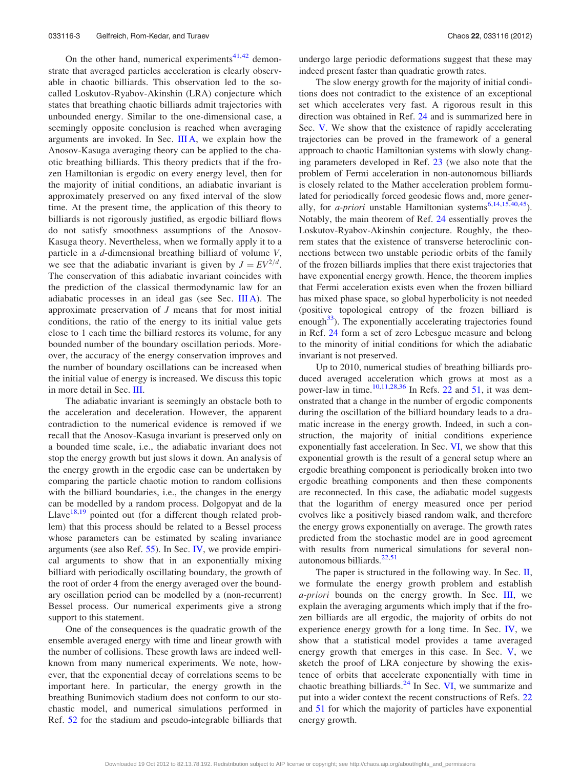On the other hand, numerical experiments[41,42] demonstrate that averaged particles acceleration is clearly observable in chaotic billiards. This observation led to the so-called Loskutov-Ryabov-Akinshin (LRA) conjecture which states that breathing chaotic billiards admit trajectories with unbounded energy. Similar to the one-dimensional case, a seemingly opposite conclusion is reached when averaging arguments are invoked. In Sec. III A, we explain how the Anosov-Kasuga averaging theory can be applied to the chaotic breathing billiards. This theory predicts that if the frozen Hamiltonian is ergodic on every energy level, then for the majority of initial conditions, an adiabatic invariant is approximately preserved on any fixed interval of the slow time. At the present time, the application of this theory to billiards is not rigorously justified, as ergodic billiard flows do not satisfy smoothness assumptions of the Anosov-Kasuga theory. Nevertheless, when we formally apply it to a particle in a $d$-dimensional breathing billiard of volume $V$, we see that the adiabatic invariant is given by $J = EV^{2/d}$. The conservation of this adiabatic invariant coincides with the prediction of the classical thermodynamic law for an adiabatic processes in an ideal gas (see Sec. III A). The approximate preservation of $J$ means that for most initial conditions, the ratio of the energy to its initial value gets close to 1 each time the billiard restores its volume, for any bounded number of the boundary oscillation periods. Moreover, the accuracy of the energy conservation improves and the number of boundary oscillations can be increased when the initial value of energy is increased. We discuss this topic in more detail in Sec. III.

The adiabatic invariant is seemingly an obstacle both to the acceleration and deceleration. However, the apparent contradiction to the numerical evidence is removed if we recall that the Anosov-Kasuga invariant is preserved only on a bounded time scale, i.e., the adiabatic invariant does not stop the energy growth but just slows it down. An analysis of the energy growth in the ergodic case can be undertaken by comparing the particle chaotic motion to random collisions with the billiard boundaries, i.e., the changes in the energy can be modelled by a random process. Dolgopyat and de la Llave[18,19] pointed out (for a different though related problem) that this process should be related to a Bessel process whose parameters can be estimated by scaling invariance arguments (see also Ref. 55). In Sec. IV, we provide empirical arguments to show that in an exponentially mixing billiard with periodically oscillating boundary, the growth of the root of order 4 from the energy averaged over the boundary oscillation period can be modelled by a (non-recurrent) Bessel process. Our numerical experiments give a strong support to this statement.

One of the consequences is the quadratic growth of the ensemble averaged energy with time and linear growth with the number of collisions. These growth laws are indeed well-known from many numerical experiments. We note, however, that the exponential decay of correlations seems to be important here. In particular, the energy growth in the breathing Bunimovich stadium does not conform to our stochastic model, and numerical simulations performed in Ref. 52 for the stadium and pseudo-integrable billiards that undergo large periodic deformations suggest that these may indeed present faster than quadratic growth rates.

The slow energy growth for the majority of initial conditions does not contradict to the existence of an exceptional set which accelerates very fast. A rigorous result in this direction was obtained in Ref. 24 and is summarized here in Sec. V. We show that the existence of rapidly accelerating trajectories can be proved in the framework of a general approach to chaotic Hamiltonian systems with slowly changing parameters developed in Ref. 23 (we also note that the problem of Fermi acceleration in non-autonomous billiards is closely related to the Mather acceleration problem formulated for periodically forced geodesic flows and, more generally, for *a-priori* unstable Hamiltonian systems[6,14,15,40,45]). Notably, the main theorem of Ref. 24 essentially proves the Loskutov-Ryabov-Akinshin conjecture. Roughly, the theorem states that the existence of transverse heteroclinic connections between two unstable periodic orbits of the family of the frozen billiards implies that there exist trajectories that have exponential energy growth. Hence, the theorem implies that Fermi acceleration exists even when the frozen billiard has mixed phase space, so global hyperbolicity is not needed (positive topological entropy of the frozen billiard is enough[33]). The exponentially accelerating trajectories found in Ref. 24 form a set of zero Lebesgue measure and belong to the minority of initial conditions for which the adiabatic invariant is not preserved.

Up to 2010, numerical studies of breathing billiards produced averaged acceleration which grows at most as a power-law in time.[10,11,28,36] In Refs. 22 and 51, it was demonstrated that a change in the number of ergodic components during the oscillation of the billiard boundary leads to a dramatic increase in the energy growth. Indeed, in such a construction, the majority of initial conditions experience exponentially fast acceleration. In Sec. VI, we show that this exponential growth is the result of a general setup where an ergodic breathing component is periodically broken into two ergodic breathing components and then these components are reconnected. In this case, the adiabatic model suggests that the logarithm of energy measured once per period evolves like a positively biased random walk, and therefore the energy grows exponentially on average. The growth rates predicted from the stochastic model are in good agreement with results from numerical simulations for several non-autonomous billiards.[22,51]

The paper is structured in the following way. In Sec. II, we formulate the energy growth problem and establish *a-priori* bounds on the energy growth. In Sec. III, we explain the averaging arguments which imply that if the frozen billiards are all ergodic, the majority of orbits do not experience energy growth for a long time. In Sec. IV, we show that a statistical model provides a tame averaged energy growth that emerges in this case. In Sec. V, we sketch the proof of LRA conjecture by showing the existence of orbits that accelerate exponentially with time in chaotic breathing billiards.[24] In Sec. VI, we summarize and put into a wider context the recent constructions of Refs. 22 and 51 for which the majority of particles have exponential energy growth.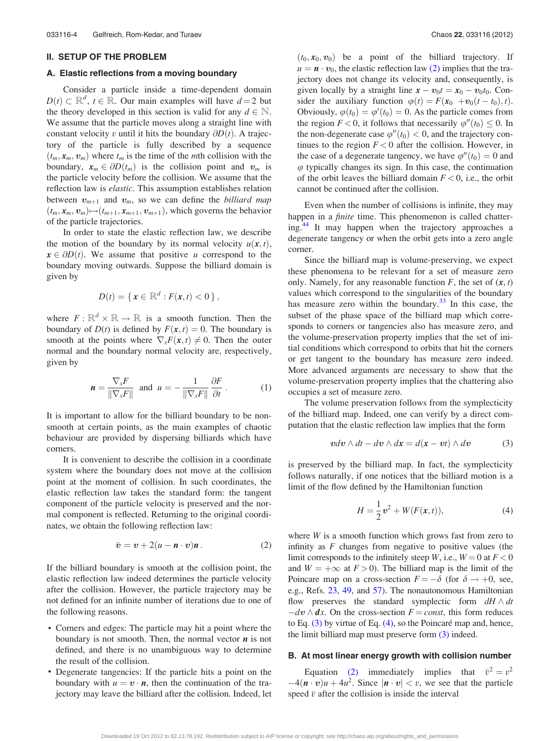## II. SETUP OF THE PROBLEM

### A. Elastic reflections from a moving boundary

Consider a particle inside a time-dependent domain $D(t) \subset \mathbb{R}^d$, $t \in \mathbb{R}$. Our main examples will have $d=2$ but the theory developed in this section is valid for any $d \in \mathbb{N}$. We assume that the particle moves along a straight line with constant velocity $v$ until it hits the boundary $\partial D(t)$. A trajectory of the particle is fully described by a sequence $(t_m, \boldsymbol{x}_m, \boldsymbol{v}_m)$ where $t_m$ is the time of the $m$th collision with the boundary, $\boldsymbol{x}_m \in \partial D(t_m)$ is the collision point and $\boldsymbol{v}_m$ is the particle velocity before the collision. We assume that the reflection law is *elastic*. This assumption establishes relation between $\boldsymbol{v}_{m+1}$ and $\boldsymbol{v}_m$, so we can define the *billiard map* $(t_m, \boldsymbol{x}_m, \boldsymbol{v}_m) \mapsto (t_{m+1}, \boldsymbol{x}_{m+1}, \boldsymbol{v}_{m+1})$, which governs the behavior of the particle trajectories.

In order to state the elastic reflection law, we describe the motion of the boundary by its normal velocity $u(\boldsymbol{x}, t)$, $\boldsymbol{x} \in \partial D(t)$. We assume that positive $u$ correspond to the boundary moving outwards. Suppose the billiard domain is given by

$$D(t) = \{ \boldsymbol{x} \in \mathbb{R}^d : F(\boldsymbol{x}, t) < 0 \},$$

where $F : \mathbb{R}^d \times \mathbb{R} \to \mathbb{R}$ is a smooth function. Then the boundary of $D(t)$ is defined by $F(\boldsymbol{x}, t) = 0$. The boundary is smooth at the points where $\nabla_x F(\boldsymbol{x}, t) \neq 0$. Then the outer normal and the boundary normal velocity are, respectively, given by

$$\boldsymbol{n} = \frac{\nabla_x F}{\|\nabla_x F\|} \quad \text{and} \quad u = -\frac{1}{\|\nabla_x F\|} \frac{\partial F}{\partial t}. \tag{1}$$

It is important to allow for the billiard boundary to be non-smooth at certain points, as the main examples of chaotic behaviour are provided by dispersing billiards which have corners.

It is convenient to describe the collision in a coordinate system where the boundary does not move at the collision point at the moment of collision. In such coordinates, the elastic reflection law takes the standard form: the tangent component of the particle velocity is preserved and the normal component is reflected. Returning to the original coordinates, we obtain the following reflection law:

$$\bar{\boldsymbol{v}} = \boldsymbol{v} + 2(u - \boldsymbol{n} \cdot \boldsymbol{v})\boldsymbol{n}. \tag{2}$$

If the billiard boundary is smooth at the collision point, the elastic reflection law indeed determines the particle velocity after the collision. However, the particle trajectory may be not defined for an infinite number of iterations due to one of the following reasons.

- Corners and edges: The particle may hit a point where the boundary is not smooth. Then, the normal vector $\boldsymbol{n}$ is not defined, and there is no unambiguous way to determine the result of the collision.
- Degenerate tangencies: If the particle hits a point on the boundary with $u = \boldsymbol{v} \cdot \boldsymbol{n}$, then the continuation of the trajectory may leave the billiard after the collision. Indeed, let $(t_0, \boldsymbol{x}_0, \boldsymbol{v}_0)$ be a point of the billiard trajectory. If $u = \boldsymbol{n} \cdot \boldsymbol{v}_0$, the elastic reflection law (2) implies that the trajectory does not change its velocity and, consequently, is given locally by a straight line $\boldsymbol{x} - \boldsymbol{v}_0 t = \boldsymbol{x}_0 - \boldsymbol{v}_0 t_0$. Consider the auxiliary function $\varphi(t) = F(\boldsymbol{x}_0 + \boldsymbol{v}_0(t - t_0), t)$. Obviously, $\varphi(t_0) = \varphi'(t_0) = 0$. As the particle comes from the region $F < 0$, it follows that necessarily $\varphi''(t_0) \leq 0$. In the non-degenerate case $\varphi''(t_0) < 0$, and the trajectory continues to the region $F < 0$ after the collision. However, in the case of a degenerate tangency, we have $\varphi''(t_0) = 0$ and $\varphi$ typically changes its sign. In this case, the continuation of the orbit leaves the billiard domain $F < 0$, i.e., the orbit cannot be continued after the collision.

Even when the number of collisions is infinite, they may happen in a *finite* time. This phenomenon is called chattering.[44] It may happen when the trajectory approaches a degenerate tangency or when the orbit gets into a zero angle corner.

Since the billiard map is volume-preserving, we expect these phenomena to be relevant for a set of measure zero only. Namely, for any reasonable function $F$, the set of $(\boldsymbol{x}, t)$ values which correspond to the singularities of the boundary has measure zero within the boundary.[33] In this case, the subset of the phase space of the billiard map which corresponds to corners or tangencies also has measure zero, and the volume-preservation property implies that the set of initial conditions which correspond to orbits that hit the corners or get tangent to the boundary has measure zero indeed. More advanced arguments are necessary to show that the volume-preservation property implies that the chattering also occupies a set of measure zero.

The volume preservation follows from the symplecticity of the billiard map. Indeed, one can verify by a direct computation that the elastic reflection law implies that the form

$$v dv \wedge dt - d\boldsymbol{v} \wedge d\boldsymbol{x} = d(\boldsymbol{x} - \boldsymbol{v}t) \wedge d\boldsymbol{v} \tag{3}$$

is preserved by the billiard map. In fact, the symplecticity follows naturally, if one notices that the billiard motion is a limit of the flow defined by the Hamiltonian function

$$H = \frac{1}{2}\boldsymbol{v}^2 + W(F(\boldsymbol{x}, t)), \tag{4}$$

where $W$ is a smooth function which grows fast from zero to infinity as $F$ changes from negative to positive values (the limit corresponds to the infinitely steep $W$, i.e., $W = 0$ at $F < 0$ and $W = +\infty$ at $F > 0$). The billiard map is the limit of the Poincare map on a cross-section $F = -\delta$ (for $\delta \to +0$, see, e.g., Refs. 23, 49, and 57). The nonautonomous Hamiltonian flow preserves the standard symplectic form $dH \wedge dt - d\boldsymbol{v} \wedge d\boldsymbol{x}$. On the cross-section $F = const$, this form reduces to Eq. (3) by virtue of Eq. (4), so the Poincaré map and, hence, the limit billiard map must preserve form (3) indeed.

### B. At most linear energy growth with collision number

Equation (2) immediately implies that $\bar{v}^2 = v^2 - 4(\boldsymbol{n} \cdot \boldsymbol{v})u + 4u^2$. Since $|\boldsymbol{n} \cdot \boldsymbol{v}| < v$, we see that the particle speed $\bar{v}$ after the collision is inside the interval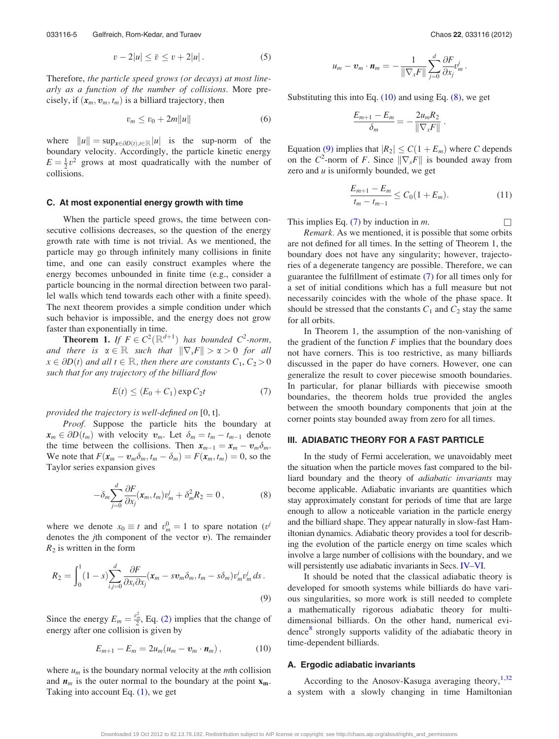$$v - 2|u| \le \bar{v} \le v + 2|u|\,. \tag{5}$$

Therefore, *the particle speed grows (or decays) at most linearly as a function of the number of collisions.* More precisely, if $(\boldsymbol{x}_m, \boldsymbol{v}_m, t_m)$ is a billiard trajectory, then

$$v_m \le v_0 + 2m\|u\| \tag{6}$$

where $\|u\| = \sup_{\boldsymbol{x}\in\partial D(t), t\in\mathbb{R}}|u|$ is the sup-norm of the boundary velocity. Accordingly, the particle kinetic energy $E = \frac{1}{2}v^2$ grows at most quadratically with the number of collisions.

### C. At most exponential energy growth with time

When the particle speed grows, the time between consecutive collisions decreases, so the question of the energy growth rate with time is not trivial. As we mentioned, the particle may go through infinitely many collisions in finite time, and one can easily construct examples where the energy becomes unbounded in finite time (e.g., consider a particle bouncing in the normal direction between two parallel walls which tend towards each other with a finite speed). The next theorem provides a simple condition under which such behavior is impossible, and the energy does not grow faster than exponentially in time.

**Theorem 1.** *If $F \in C^2(\mathbb{R}^{d+1})$ has bounded $C^2$-norm, and there is $\alpha \in \mathbb{R}$ such that $\|\nabla_x F\| > \alpha > 0$ for all $x \in \partial D(t)$ and all $t \in \mathbb{R}$, then there are constants $C_1, C_2 > 0$ such that for any trajectory of the billiard flow*

$$E(t) \le (E_0 + C_1)\exp C_2 t \tag{7}$$

*provided the trajectory is well-defined on* $[0, t]$.

*Proof.* Suppose the particle hits the boundary at $\boldsymbol{x}_m \in \partial D(t_m)$ with velocity $\boldsymbol{v}_m$. Let $\delta_m = t_m - t_{m-1}$ denote the time between the collisions. Then $\boldsymbol{x}_{m-1} = \boldsymbol{x}_m - \boldsymbol{v}_m\delta_m$. We note that $F(\boldsymbol{x}_m - \boldsymbol{v}_m\delta_m, t_m - \delta_m) = F(\boldsymbol{x}_m, t_m) = 0$, so the Taylor series expansion gives

$$-\delta_m \sum_{j=0}^{d} \frac{\partial F}{\partial x_j}(\boldsymbol{x}_m, t_m) v_m^j + \delta_m^2 R_2 = 0\,, \tag{8}$$

where we denote $x_0 \equiv t$ and $v_m^0 = 1$ to spare notation ($v^j$ denotes the $j$th component of the vector $\boldsymbol{v}$). The remainder $R_2$ is written in the form

$$R_2 = \int_0^1 (1-s) \sum_{i,j=0}^{d} \frac{\partial F}{\partial x_i \partial x_j}(\boldsymbol{x}_m - s\boldsymbol{v}_m\delta_m, t_m - s\delta_m) v_m^i v_m^j\, ds\,. \tag{9}$$

Since the energy $E_m = \frac{v_m^2}{2}$, Eq. (2) implies that the change of energy after one collision is given by

$$E_{m+1} - E_m = 2u_m(u_m - \boldsymbol{v}_m \cdot \boldsymbol{n}_m)\,, \tag{10}$$

where $u_m$ is the boundary normal velocity at the $m$th collision and $\boldsymbol{n}_m$ is the outer normal to the boundary at the point $\mathbf{x_m}$. Taking into account Eq. (1), we get

$$u_m - \boldsymbol{v}_m \cdot \boldsymbol{n}_m = -\frac{1}{\|\nabla_x F\|} \sum_{j=0}^{d} \frac{\partial F}{\partial x_j} v_m^j\,.$$

Substituting this into Eq. (10) and using Eq. (8), we get

$$\frac{E_{m+1} - E_m}{\delta_m} = -\frac{2u_m R_2}{\|\nabla_x F\|}\,.$$

Equation (9) implies that $|R_2| \le C(1 + E_m)$ where $C$ depends on the $C^2$-norm of $F$. Since $\|\nabla_x F\|$ is bounded away from zero and $u$ is uniformly bounded, we get

$$\frac{E_{m+1} - E_m}{t_m - t_{m-1}} \le C_0(1 + E_m). \tag{11}$$

This implies Eq. (7) by induction in $m$. □

*Remark.* As we mentioned, it is possible that some orbits are not defined for all times. In the setting of Theorem 1, the boundary does not have any singularity; however, trajectories of a degenerate tangency are possible. Therefore, we can guarantee the fulfillment of estimate (7) for all times only for a set of initial conditions which has a full measure but not necessarily coincides with the whole of the phase space. It should be stressed that the constants $C_1$ and $C_2$ stay the same for all orbits.

In Theorem 1, the assumption of the non-vanishing of the gradient of the function $F$ implies that the boundary does not have corners. This is too restrictive, as many billiards discussed in the paper do have corners. However, one can generalize the result to cover piecewise smooth boundaries. In particular, for planar billiards with piecewise smooth boundaries, the theorem holds true provided the angles between the smooth boundary components that join at the corner points stay bounded away from zero for all times.

## III. ADIABATIC THEORY FOR A FAST PARTICLE

In the study of Fermi acceleration, we unavoidably meet the situation when the particle moves fast compared to the billiard boundary and the theory of *adiabatic invariants* may become applicable. Adiabatic invariants are quantities which stay approximately constant for periods of time that are large enough to allow a noticeable variation in the particle energy and the billiard shape. They appear naturally in slow-fast Hamiltonian dynamics. Adiabatic theory provides a tool for describing the evolution of the particle energy on time scales which involve a large number of collisions with the boundary, and we will persistently use adiabatic invariants in Secs. IV–VI.

It should be noted that the classical adiabatic theory is developed for smooth systems while billiards do have various singularities, so more work is still needed to complete a mathematically rigorous adiabatic theory for multi-dimensional billiards. On the other hand, numerical evidence[8] strongly supports validity of the adiabatic theory in time-dependent billiards.

### A. Ergodic adiabatic invariants

According to the Anosov-Kasuga averaging theory,[1,32] a system with a slowly changing in time Hamiltonian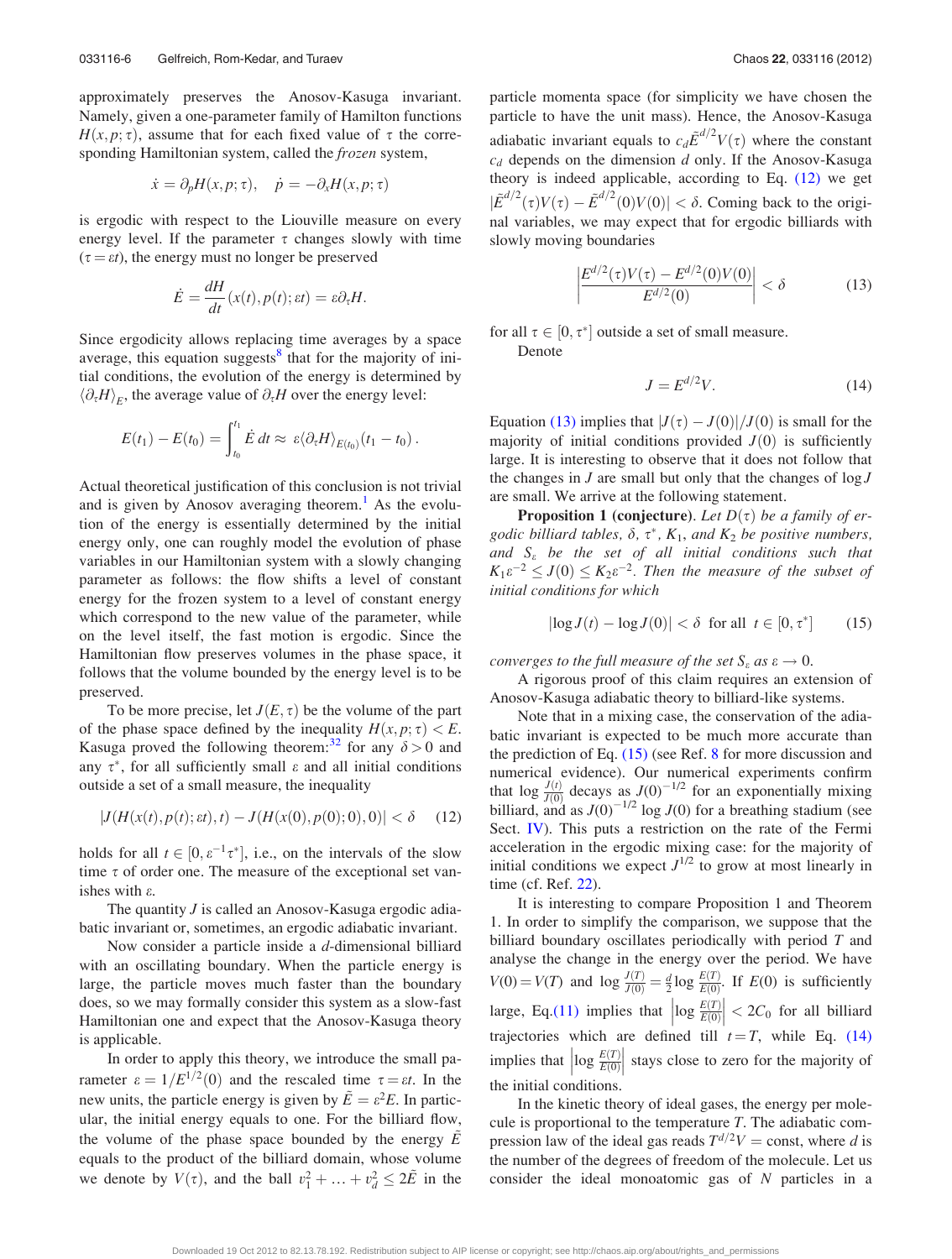approximately preserves the Anosov-Kasuga invariant. Namely, given a one-parameter family of Hamilton functions $H(x, p; \tau)$, assume that for each fixed value of $\tau$ the corresponding Hamiltonian system, called the *frozen* system,

$$\dot{x} = \partial_p H(x, p; \tau), \quad \dot{p} = -\partial_x H(x, p; \tau)$$

is ergodic with respect to the Liouville measure on every energy level. If the parameter $\tau$ changes slowly with time ($\tau = \varepsilon t$), the energy must no longer be preserved

$$\dot{E} = \frac{dH}{dt}(x(t), p(t); \varepsilon t) = \varepsilon \partial_\tau H.$$

Since ergodicity allows replacing time averages by a space average, this equation suggests[8] that for the majority of initial conditions, the evolution of the energy is determined by $\langle \partial_\tau H \rangle_E$, the average value of $\partial_\tau H$ over the energy level:

$$E(t_1) - E(t_0) = \int_{t_0}^{t_1} \dot{E}\, dt \approx \varepsilon \langle \partial_\tau H \rangle_{E(t_0)} (t_1 - t_0)\,.$$

Actual theoretical justification of this conclusion is not trivial and is given by Anosov averaging theorem.[1] As the evolution of the energy is essentially determined by the initial energy only, one can roughly model the evolution of phase variables in our Hamiltonian system with a slowly changing parameter as follows: the flow shifts a level of constant energy for the frozen system to a level of constant energy which correspond to the new value of the parameter, while on the level itself, the fast motion is ergodic. Since the Hamiltonian flow preserves volumes in the phase space, it follows that the volume bounded by the energy level is to be preserved.

To be more precise, let $J(E, \tau)$ be the volume of the part of the phase space defined by the inequality $H(x, p; \tau) < E$. Kasuga proved the following theorem:[32] for any $\delta > 0$ and any $\tau^*$, for all sufficiently small $\varepsilon$ and all initial conditions outside a set of a small measure, the inequality

$$|J(H(x(t), p(t); \varepsilon t), t) - J(H(x(0), p(0); 0), 0)| < \delta \qquad (12)$$

holds for all $t \in [0, \varepsilon^{-1}\tau^*]$, i.e., on the intervals of the slow time $\tau$ of order one. The measure of the exceptional set vanishes with $\varepsilon$.

The quantity $J$ is called an Anosov-Kasuga ergodic adiabatic invariant or, sometimes, an ergodic adiabatic invariant.

Now consider a particle inside a $d$-dimensional billiard with an oscillating boundary. When the particle energy is large, the particle moves much faster than the boundary does, so we may formally consider this system as a slow-fast Hamiltonian one and expect that the Anosov-Kasuga theory is applicable.

In order to apply this theory, we introduce the small parameter $\varepsilon = 1/E^{1/2}(0)$ and the rescaled time $\tau = \varepsilon t$. In the new units, the particle energy is given by $\tilde{E} = \varepsilon^2 E$. In particular, the initial energy equals to one. For the billiard flow, the volume of the phase space bounded by the energy $\tilde{E}$ equals to the product of the billiard domain, whose volume we denote by $V(\tau)$, and the ball $v_1^2 + \ldots + v_d^2 \le 2\tilde{E}$ in the particle momenta space (for simplicity we have chosen the particle to have the unit mass). Hence, the Anosov-Kasuga adiabatic invariant equals to $c_d \tilde{E}^{d/2} V(\tau)$ where the constant $c_d$ depends on the dimension $d$ only. If the Anosov-Kasuga theory is indeed applicable, according to Eq. (12) we get $|\tilde{E}^{d/2}(\tau)V(\tau) - \tilde{E}^{d/2}(0)V(0)| < \delta$. Coming back to the original variables, we may expect that for ergodic billiards with slowly moving boundaries

$$\left| \frac{E^{d/2}(\tau)V(\tau) - E^{d/2}(0)V(0)}{E^{d/2}(0)} \right| < \delta \qquad (13)$$

for all $\tau \in [0, \tau^*]$ outside a set of small measure.

Denote

$$J = E^{d/2} V. \qquad (14)$$

Equation (13) implies that $|J(\tau) - J(0)|/J(0)$ is small for the majority of initial conditions provided $J(0)$ is sufficiently large. It is interesting to observe that it does not follow that the changes in $J$ are small but only that the changes of $\log J$ are small. We arrive at the following statement.

**Proposition 1 (conjecture).** *Let $D(\tau)$ be a family of ergodic billiard tables, $\delta$, $\tau^*$, $K_1$, and $K_2$ be positive numbers, and $S_\varepsilon$ be the set of all initial conditions such that $K_1\varepsilon^{-2} \le J(0) \le K_2\varepsilon^{-2}$. Then the measure of the subset of initial conditions for which*

$$|\log J(t) - \log J(0)| < \delta \;\text{ for all }\; t \in [0, \tau^*] \qquad (15)$$

*converges to the full measure of the set $S_\varepsilon$ as $\varepsilon \to 0$.*

A rigorous proof of this claim requires an extension of Anosov-Kasuga adiabatic theory to billiard-like systems.

Note that in a mixing case, the conservation of the adiabatic invariant is expected to be much more accurate than the prediction of Eq. (15) (see Ref. 8 for more discussion and numerical evidence). Our numerical experiments confirm that $\log \frac{J(t)}{J(0)}$ decays as $J(0)^{-1/2}$ for an exponentially mixing billiard, and as $J(0)^{-1/2} \log J(0)$ for a breathing stadium (see Sect. IV). This puts a restriction on the rate of the Fermi acceleration in the ergodic mixing case: for the majority of initial conditions we expect $J^{1/2}$ to grow at most linearly in time (cf. Ref. 22).

It is interesting to compare Proposition 1 and Theorem 1. In order to simplify the comparison, we suppose that the billiard boundary oscillates periodically with period $T$ and analyse the change in the energy over the period. We have $V(0) = V(T)$ and $\log \frac{J(T)}{J(0)} = \frac{d}{2} \log \frac{E(T)}{E(0)}$. If $E(0)$ is sufficiently large, Eq. (11) implies that $\left|\log \frac{E(T)}{E(0)}\right| < 2C_0$ for all billiard trajectories which are defined till $t = T$, while Eq. (14) implies that $\left|\log \frac{E(T)}{E(0)}\right|$ stays close to zero for the majority of the initial conditions.

In the kinetic theory of ideal gases, the energy per molecule is proportional to the temperature $T$. The adiabatic compression law of the ideal gas reads $T^{d/2}V = \text{const}$, where $d$ is the number of the degrees of freedom of the molecule. Let us consider the ideal monoatomic gas of $N$ particles in a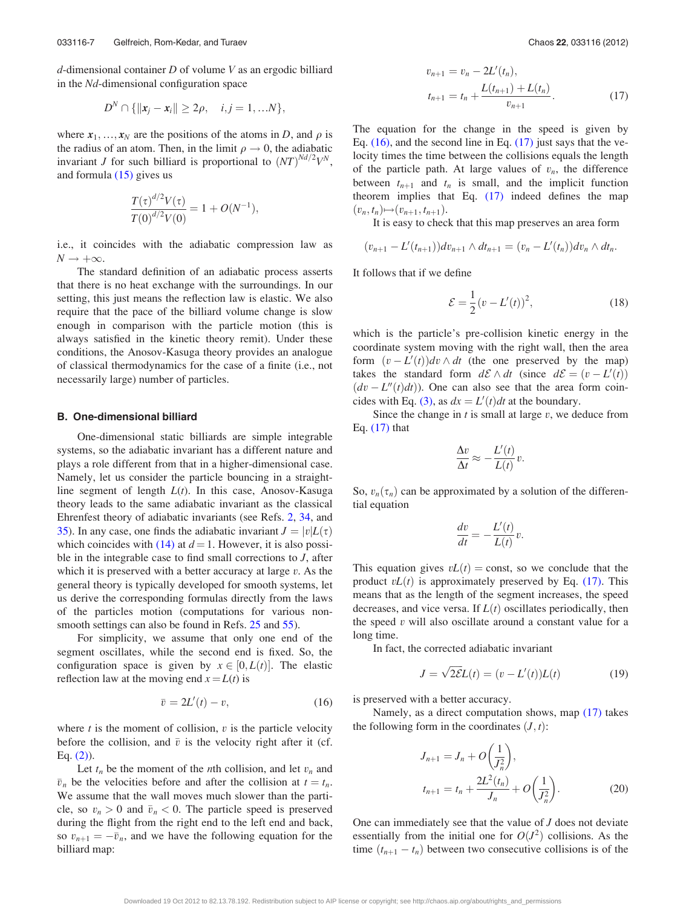$d$-dimensional container $D$ of volume $V$ as an ergodic billiard in the $Nd$-dimensional configuration space

$$D^N \cap \{\|\boldsymbol{x}_j - \boldsymbol{x}_i\| \geq 2\rho, \quad i,j = 1, \ldots N\},$$

where $\boldsymbol{x}_1, \ldots, \boldsymbol{x}_N$ are the positions of the atoms in $D$, and $\rho$ is the radius of an atom. Then, in the limit $\rho \to 0$, the adiabatic invariant $J$ for such billiard is proportional to $(NT)^{Nd/2}V^N$, and formula (15) gives us

$$\frac{T(\tau)^{d/2}V(\tau)}{T(0)^{d/2}V(0)} = 1 + O(N^{-1}),$$

i.e., it coincides with the adiabatic compression law as $N \to +\infty$.

The standard definition of an adiabatic process asserts that there is no heat exchange with the surroundings. In our setting, this just means the reflection law is elastic. We also require that the pace of the billiard volume change is slow enough in comparison with the particle motion (this is always satisfied in the kinetic theory remit). Under these conditions, the Anosov-Kasuga theory provides an analogue of classical thermodynamics for the case of a finite (i.e., not necessarily large) number of particles.

### B. One-dimensional billiard

One-dimensional static billiards are simple integrable systems, so the adiabatic invariant has a different nature and plays a role different from that in a higher-dimensional case. Namely, let us consider the particle bouncing in a straight-line segment of length $L(t)$. In this case, Anosov-Kasuga theory leads to the same adiabatic invariant as the classical Ehrenfest theory of adiabatic invariants (see Refs. 2, 34, and 35). In any case, one finds the adiabatic invariant $J = |v|L(\tau)$ which coincides with (14) at $d = 1$. However, it is also possible in the integrable case to find small corrections to $J$, after which it is preserved with a better accuracy at large $v$. As the general theory is typically developed for smooth systems, let us derive the corresponding formulas directly from the laws of the particles motion (computations for various non-smooth settings can also be found in Refs. 25 and 55).

For simplicity, we assume that only one end of the segment oscillates, while the second end is fixed. So, the configuration space is given by $x \in [0, L(t)]$. The elastic reflection law at the moving end $x = L(t)$ is

$$\bar{v} = 2L'(t) - v, \tag{16}$$

where $t$ is the moment of collision, $v$ is the particle velocity before the collision, and $\bar{v}$ is the velocity right after it (cf. Eq. (2)).

Let $t_n$ be the moment of the $n$th collision, and let $v_n$ and $\bar{v}_n$ be the velocities before and after the collision at $t = t_n$. We assume that the wall moves much slower than the particle, so $v_n > 0$ and $\bar{v}_n < 0$. The particle speed is preserved during the flight from the right end to the left end and back, so $v_{n+1} = -\bar{v}_n$, and we have the following equation for the billiard map:

$$\begin{aligned} v_{n+1} &= v_n - 2L'(t_n), \\ t_{n+1} &= t_n + \frac{L(t_{n+1}) + L(t_n)}{v_{n+1}}. \end{aligned} \tag{17}$$

The equation for the change in the speed is given by Eq. (16), and the second line in Eq. (17) just says that the velocity times the time between the collisions equals the length of the particle path. At large values of $v_n$, the difference between $t_{n+1}$ and $t_n$ is small, and the implicit function theorem implies that Eq. (17) indeed defines the map $(v_n, t_n) \mapsto (v_{n+1}, t_{n+1})$.

It is easy to check that this map preserves an area form

$$(v_{n+1} - L'(t_{n+1}))dv_{n+1} \wedge dt_{n+1} = (v_n - L'(t_n))dv_n \wedge dt_n.$$

It follows that if we define

$$\mathcal{E} = \frac{1}{2}(v - L'(t))^2, \tag{18}$$

which is the particle's pre-collision kinetic energy in the coordinate system moving with the right wall, then the area form $(v - L'(t))dv \wedge dt$ (the one preserved by the map) takes the standard form $d\mathcal{E} \wedge dt$ (since $d\mathcal{E} = (v - L'(t))(dv - L''(t)dt)$). One can also see that the area form coincides with Eq. (3), as $dx = L'(t)dt$ at the boundary.

Since the change in $t$ is small at large $v$, we deduce from Eq. (17) that

$$\frac{\Delta v}{\Delta t} \approx -\frac{L'(t)}{L(t)}v.$$

So, $v_n(\tau_n)$ can be approximated by a solution of the differential equation

$$\frac{dv}{dt} = -\frac{L'(t)}{L(t)}v.$$

This equation gives $vL(t) = \text{const}$, so we conclude that the product $vL(t)$ is approximately preserved by Eq. (17). This means that as the length of the segment increases, the speed decreases, and vice versa. If $L(t)$ oscillates periodically, then the speed $v$ will also oscillate around a constant value for a long time.

In fact, the corrected adiabatic invariant

$$J = \sqrt{2\mathcal{E}}L(t) = (v - L'(t))L(t) \tag{19}$$

is preserved with a better accuracy.

Namely, as a direct computation shows, map (17) takes the following form in the coordinates $(J, t)$:

$$\begin{aligned} J_{n+1} &= J_n + O\left(\frac{1}{J_n^2}\right), \\ t_{n+1} &= t_n + \frac{2L^2(t_n)}{J_n} + O\left(\frac{1}{J_n^2}\right). \end{aligned} \tag{20}$$

One can immediately see that the value of $J$ does not deviate essentially from the initial one for $O(J^2)$ collisions. As the time $(t_{n+1} - t_n)$ between two consecutive collisions is of the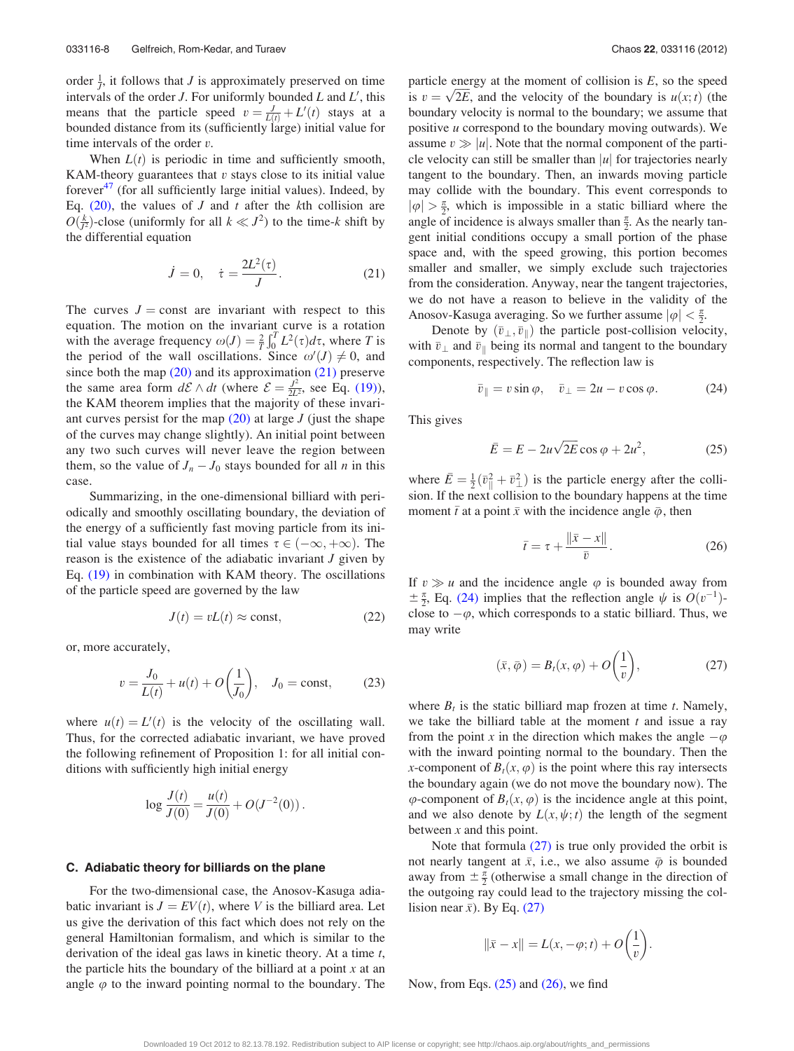order $\frac{1}{J}$, it follows that $J$ is approximately preserved on time intervals of the order $J$. For uniformly bounded $L$ and $L'$, this means that the particle speed $v = \frac{J}{L(t)} + L'(t)$ stays at a bounded distance from its (sufficiently large) initial value for time intervals of the order $v$.

When $L(t)$ is periodic in time and sufficiently smooth, KAM-theory guarantees that $v$ stays close to its initial value forever[47] (for all sufficiently large initial values). Indeed, by Eq. (20), the values of $J$ and $t$ after the $k$th collision are $O(\frac{k}{J^2})$-close (uniformly for all $k \ll J^2$) to the time-$k$ shift by the differential equation

$$\dot{J} = 0, \quad \dot{\tau} = \frac{2L^2(\tau)}{J}. \tag{21}$$

The curves $J = \text{const}$ are invariant with respect to this equation. The motion on the invariant curve is a rotation with the average frequency $\omega(J) = \frac{2}{T}\int_0^T L^2(\tau)d\tau$, where $T$ is the period of the wall oscillations. Since $\omega'(J) \neq 0$, and since both the map (20) and its approximation (21) preserve the same area form $d\mathcal{E} \wedge dt$ (where $\mathcal{E} = \frac{J^2}{2L^2}$, see Eq. (19)), the KAM theorem implies that the majority of these invariant curves persist for the map (20) at large $J$ (just the shape of the curves may change slightly). An initial point between any two such curves will never leave the region between them, so the value of $J_n - J_0$ stays bounded for all $n$ in this case.

Summarizing, in the one-dimensional billiard with periodically and smoothly oscillating boundary, the deviation of the energy of a sufficiently fast moving particle from its initial value stays bounded for all times $\tau \in (-\infty, +\infty)$. The reason is the existence of the adiabatic invariant $J$ given by Eq. (19) in combination with KAM theory. The oscillations of the particle speed are governed by the law

$$J(t) = vL(t) \approx \text{const}, \tag{22}$$

or, more accurately,

$$v = \frac{J_0}{L(t)} + u(t) + O\left(\frac{1}{J_0}\right), \quad J_0 = \text{const}, \tag{23}$$

where $u(t) = L'(t)$ is the velocity of the oscillating wall. Thus, for the corrected adiabatic invariant, we have proved the following refinement of Proposition 1: for all initial conditions with sufficiently high initial energy

$$\log \frac{J(t)}{J(0)} = \frac{u(t)}{J(0)} + O(J^{-2}(0)).$$

### C. Adiabatic theory for billiards on the plane

For the two-dimensional case, the Anosov-Kasuga adiabatic invariant is $J = EV(t)$, where $V$ is the billiard area. Let us give the derivation of this fact which does not rely on the general Hamiltonian formalism, and which is similar to the derivation of the ideal gas laws in kinetic theory. At a time $t$, the particle hits the boundary of the billiard at a point $x$ at an angle $\varphi$ to the inward pointing normal to the boundary. The particle energy at the moment of collision is $E$, so the speed is $v = \sqrt{2E}$, and the velocity of the boundary is $u(x;t)$ (the boundary velocity is normal to the boundary; we assume that positive $u$ correspond to the boundary moving outwards). We assume $v \gg |u|$. Note that the normal component of the particle velocity can still be smaller than $|u|$ for trajectories nearly tangent to the boundary. Then, an inwards moving particle may collide with the boundary. This event corresponds to $|\varphi| > \frac{\pi}{2}$, which is impossible in a static billiard where the angle of incidence is always smaller than $\frac{\pi}{2}$. As the nearly tangent initial conditions occupy a small portion of the phase space and, with the speed growing, this portion becomes smaller and smaller, we simply exclude such trajectories from the consideration. Anyway, near the tangent trajectories, we do not have a reason to believe in the validity of the Anosov-Kasuga averaging. So we further assume $|\varphi| < \frac{\pi}{2}$.

Denote by $(\bar{v}_\perp, \bar{v}_\parallel)$ the particle post-collision velocity, with $\bar{v}_\perp$ and $\bar{v}_\parallel$ being its normal and tangent to the boundary components, respectively. The reflection law is

$$\bar{v}_\parallel = v \sin\varphi, \quad \bar{v}_\perp = 2u - v\cos\varphi. \tag{24}$$

This gives

$$\bar{E} = E - 2u\sqrt{2E}\cos\varphi + 2u^2, \tag{25}$$

where $\bar{E} = \frac{1}{2}(\bar{v}_\parallel^2 + \bar{v}_\perp^2)$ is the particle energy after the collision. If the next collision to the boundary happens at the time moment $\bar{t}$ at a point $\bar{x}$ with the incidence angle $\bar{\varphi}$, then

$$\bar{t} = \tau + \frac{\|\bar{x} - x\|}{\bar{v}}. \tag{26}$$

If $v \gg u$ and the incidence angle $\varphi$ is bounded away from $\pm\frac{\pi}{2}$, Eq. (24) implies that the reflection angle $\psi$ is $O(v^{-1})$-close to $-\varphi$, which corresponds to a static billiard. Thus, we may write

$$(\bar{x}, \bar{\varphi}) = B_t(x, \varphi) + O\left(\frac{1}{v}\right), \tag{27}$$

where $B_t$ is the static billiard map frozen at time $t$. Namely, we take the billiard table at the moment $t$ and issue a ray from the point $x$ in the direction which makes the angle $-\varphi$ with the inward pointing normal to the boundary. Then the $x$-component of $B_t(x, \varphi)$ is the point where this ray intersects the boundary again (we do not move the boundary now). The $\varphi$-component of $B_t(x, \varphi)$ is the incidence angle at this point, and we also denote by $L(x, \psi; t)$ the length of the segment between $x$ and this point.

Note that formula (27) is true only provided the orbit is not nearly tangent at $\bar{x}$, i.e., we also assume $\bar{\varphi}$ is bounded away from $\pm\frac{\pi}{2}$ (otherwise a small change in the direction of the outgoing ray could lead to the trajectory missing the collision near $\bar{x}$). By Eq. (27)

$$\|\bar{x} - x\| = L(x, -\varphi; t) + O\left(\frac{1}{v}\right).$$

Now, from Eqs. (25) and (26), we find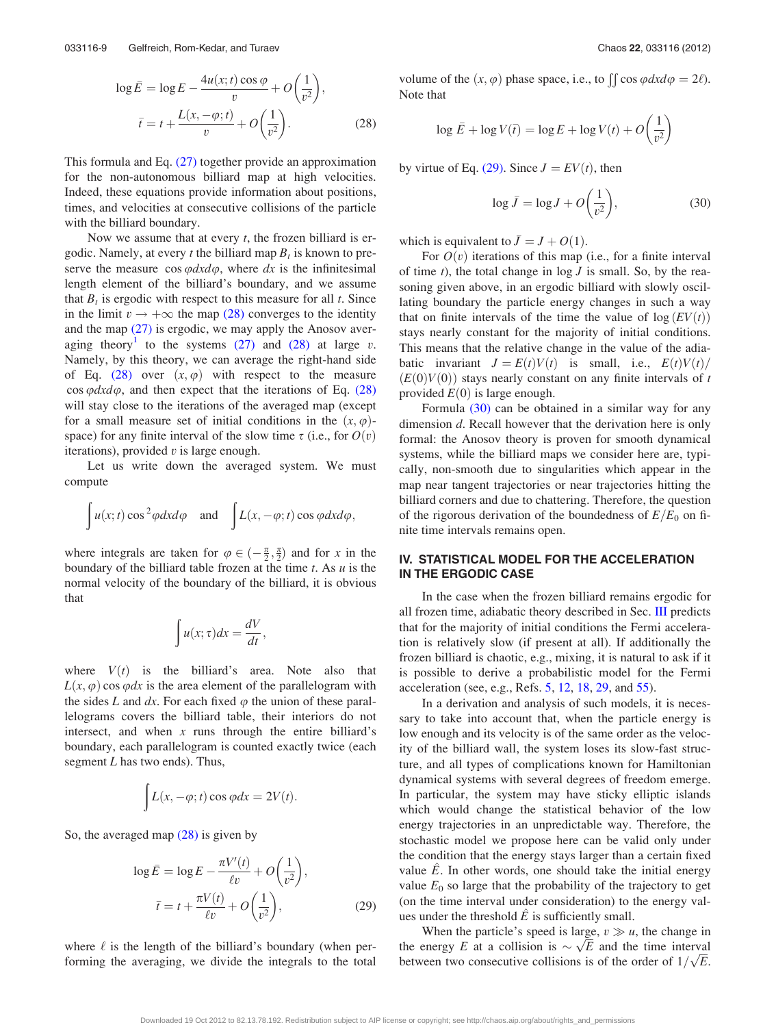$$\log \bar{E} = \log E - \frac{4u(x;t)\cos\varphi}{v} + O\left(\frac{1}{v^2}\right),$$
$$\bar{t} = t + \frac{L(x,-\varphi;t)}{v} + O\left(\frac{1}{v^2}\right). \tag{28}$$

This formula and Eq. (27) together provide an approximation for the non-autonomous billiard map at high velocities. Indeed, these equations provide information about positions, times, and velocities at consecutive collisions of the particle with the billiard boundary.

Now we assume that at every $t$, the frozen billiard is ergodic. Namely, at every $t$ the billiard map $B_t$ is known to preserve the measure $\cos\varphi dx d\varphi$, where $dx$ is the infinitesimal length element of the billiard's boundary, and we assume that $B_t$ is ergodic with respect to this measure for all $t$. Since in the limit $v \to +\infty$ the map (28) converges to the identity and the map (27) is ergodic, we may apply the Anosov averaging theory[1] to the systems (27) and (28) at large $v$. Namely, by this theory, we can average the right-hand side of Eq. (28) over $(x,\varphi)$ with respect to the measure $\cos\varphi dx d\varphi$, and then expect that the iterations of Eq. (28) will stay close to the iterations of the averaged map (except for a small measure set of initial conditions in the $(x,\varphi)$-space) for any finite interval of the slow time $\tau$ (i.e., for $O(v)$ iterations), provided $v$ is large enough.

Let us write down the averaged system. We must compute

$$\int u(x;t)\cos^2\varphi dx d\varphi \quad \text{and} \quad \int L(x,-\varphi;t)\cos\varphi dx d\varphi,$$

where integrals are taken for $\varphi \in (-\frac{\pi}{2},\frac{\pi}{2})$ and for $x$ in the boundary of the billiard table frozen at the time $t$. As $u$ is the normal velocity of the boundary of the billiard, it is obvious that

$$\int u(x;\tau)dx = \frac{dV}{dt},$$

where $V(t)$ is the billiard's area. Note also that $L(x,\varphi)\cos\varphi dx$ is the area element of the parallelogram with the sides $L$ and $dx$. For each fixed $\varphi$ the union of these parallelograms covers the billiard table, their interiors do not intersect, and when $x$ runs through the entire billiard's boundary, each parallelogram is counted exactly twice (each segment $L$ has two ends). Thus,

$$\int L(x,-\varphi;t)\cos\varphi dx = 2V(t).$$

So, the averaged map (28) is given by

$$\log \bar{E} = \log E - \frac{\pi V'(t)}{\ell v} + O\left(\frac{1}{v^2}\right),$$
$$\bar{t} = t + \frac{\pi V(t)}{\ell v} + O\left(\frac{1}{v^2}\right), \tag{29}$$

where $\ell$ is the length of the billiard's boundary (when performing the averaging, we divide the integrals to the total volume of the $(x,\varphi)$ phase space, i.e., to $\iint \cos\varphi dx d\varphi = 2\ell$). Note that

$$\log \bar{E} + \log V(\bar{t}) = \log E + \log V(t) + O\left(\frac{1}{v^2}\right)$$

by virtue of Eq. (29). Since $J = EV(t)$, then

$$\log \bar{J} = \log J + O\left(\frac{1}{v^2}\right), \tag{30}$$

which is equivalent to $\bar{J} = J + O(1)$.

For $O(v)$ iterations of this map (i.e., for a finite interval of time $t$), the total change in $\log J$ is small. So, by the reasoning given above, in an ergodic billiard with slowly oscillating boundary the particle energy changes in such a way that on finite intervals of the time the value of $\log(EV(t))$ stays nearly constant for the majority of initial conditions. This means that the relative change in the value of the adiabatic invariant $J = E(t)V(t)$ is small, i.e., $E(t)V(t)/(E(0)V(0))$ stays nearly constant on any finite intervals of $t$ provided $E(0)$ is large enough.

Formula (30) can be obtained in a similar way for any dimension $d$. Recall however that the derivation here is only formal: the Anosov theory is proven for smooth dynamical systems, while the billiard maps we consider here are, typically, non-smooth due to singularities which appear in the map near tangent trajectories or near trajectories hitting the billiard corners and due to chattering. Therefore, the question of the rigorous derivation of the boundedness of $E/E_0$ on finite time intervals remains open.

## IV. STATISTICAL MODEL FOR THE ACCELERATION IN THE ERGODIC CASE

In the case when the frozen billiard remains ergodic for all frozen time, adiabatic theory described in Sec. III predicts that for the majority of initial conditions the Fermi acceleration is relatively slow (if present at all). If additionally the frozen billiard is chaotic, e.g., mixing, it is natural to ask if it is possible to derive a probabilistic model for the Fermi acceleration (see, e.g., Refs. 5, 12, 18, 29, and 55).

In a derivation and analysis of such models, it is necessary to take into account that, when the particle energy is low enough and its velocity is of the same order as the velocity of the billiard wall, the system loses its slow-fast structure, and all types of complications known for Hamiltonian dynamical systems with several degrees of freedom emerge. In particular, the system may have sticky elliptic islands which would change the statistical behavior of the low energy trajectories in an unpredictable way. Therefore, the stochastic model we propose here can be valid only under the condition that the energy stays larger than a certain fixed value $\hat{E}$. In other words, one should take the initial energy value $E_0$ so large that the probability of the trajectory to get (on the time interval under consideration) to the energy values under the threshold $\hat{E}$ is sufficiently small.

When the particle's speed is large, $v \gg u$, the change in the energy $E$ at a collision is $\sim \sqrt{E}$ and the time interval between two consecutive collisions is of the order of $1/\sqrt{E}$.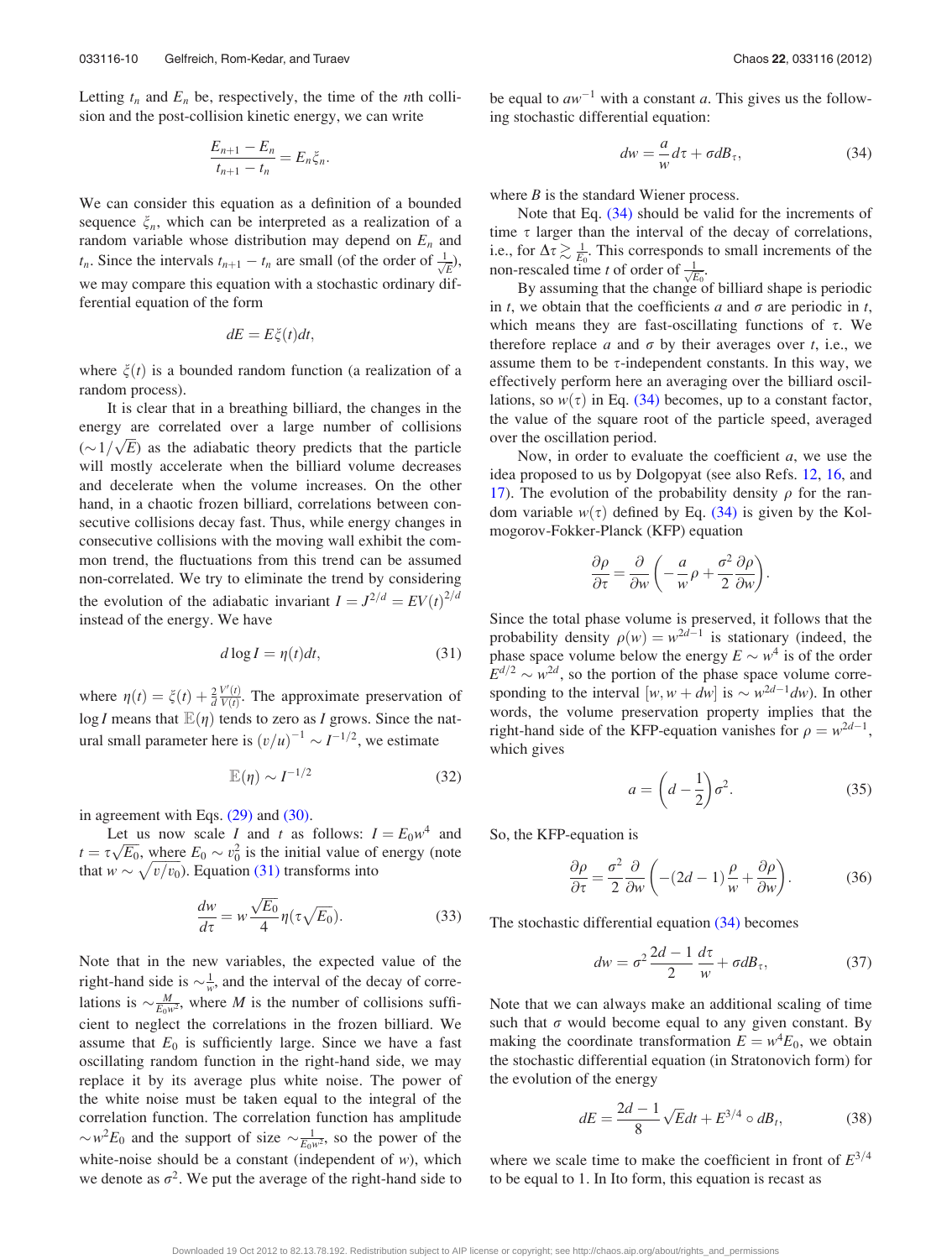Letting $t_n$ and $E_n$ be, respectively, the time of the $n$th collision and the post-collision kinetic energy, we can write

$$\frac{E_{n+1} - E_n}{t_{n+1} - t_n} = E_n \xi_n.$$

We can consider this equation as a definition of a bounded sequence $\xi_n$, which can be interpreted as a realization of a random variable whose distribution may depend on $E_n$ and $t_n$. Since the intervals $t_{n+1} - t_n$ are small (of the order of $\frac{1}{\sqrt{E}}$), we may compare this equation with a stochastic ordinary differential equation of the form

$$dE = E\xi(t)dt,$$

where $\xi(t)$ is a bounded random function (a realization of a random process).

It is clear that in a breathing billiard, the changes in the energy are correlated over a large number of collisions ($\sim 1/\sqrt{E}$) as the adiabatic theory predicts that the particle will mostly accelerate when the billiard volume decreases and decelerate when the volume increases. On the other hand, in a chaotic frozen billiard, correlations between consecutive collisions decay fast. Thus, while energy changes in consecutive collisions with the moving wall exhibit the common trend, the fluctuations from this trend can be assumed non-correlated. We try to eliminate the trend by considering the evolution of the adiabatic invariant $I = J^{2/d} = EV(t)^{2/d}$ instead of the energy. We have

$$d \log I = \eta(t) dt, \tag{31}$$

where $\eta(t) = \xi(t) + \frac{2}{d}\frac{V'(t)}{V(t)}$. The approximate preservation of $\log I$ means that $\mathbb{E}(\eta)$ tends to zero as $I$ grows. Since the natural small parameter here is $(v/u)^{-1} \sim I^{-1/2}$, we estimate

$$\mathbb{E}(\eta) \sim I^{-1/2} \tag{32}$$

in agreement with Eqs. (29) and (30).

Let us now scale $I$ and $t$ as follows: $I = E_0 w^4$ and $t = \tau\sqrt{E_0}$, where $E_0 \sim v_0^2$ is the initial value of energy (note that $w \sim \sqrt{v/v_0}$). Equation (31) transforms into

$$\frac{dw}{d\tau} = w\frac{\sqrt{E_0}}{4}\eta(\tau\sqrt{E_0}). \tag{33}$$

Note that in the new variables, the expected value of the right-hand side is $\sim \frac{1}{w}$, and the interval of the decay of correlations is $\sim \frac{M}{E_0 w^2}$, where $M$ is the number of collisions sufficient to neglect the correlations in the frozen billiard. We assume that $E_0$ is sufficiently large. Since we have a fast oscillating random function in the right-hand side, we may replace it by its average plus white noise. The power of the white noise must be taken equal to the integral of the correlation function. The correlation function has amplitude $\sim w^2 E_0$ and the support of size $\sim \frac{1}{E_0 w^2}$, so the power of the white-noise should be a constant (independent of $w$), which we denote as $\sigma^2$. We put the average of the right-hand side to be equal to $aw^{-1}$ with a constant $a$. This gives us the following stochastic differential equation:

$$dw = \frac{a}{w}d\tau + \sigma dB_\tau, \tag{34}$$

where $B$ is the standard Wiener process.

Note that Eq. (34) should be valid for the increments of time $\tau$ larger than the interval of the decay of correlations, i.e., for $\Delta\tau \gtrsim \frac{1}{E_0}$. This corresponds to small increments of the non-rescaled time $t$ of order of $\frac{1}{\sqrt{E_0}}$.

By assuming that the change of billiard shape is periodic in $t$, we obtain that the coefficients $a$ and $\sigma$ are periodic in $t$, which means they are fast-oscillating functions of $\tau$. We therefore replace $a$ and $\sigma$ by their averages over $t$, i.e., we assume them to be $\tau$-independent constants. In this way, we effectively perform here an averaging over the billiard oscillations, so $w(\tau)$ in Eq. (34) becomes, up to a constant factor, the value of the square root of the particle speed, averaged over the oscillation period.

Now, in order to evaluate the coefficient $a$, we use the idea proposed to us by Dolgopyat (see also Refs. 12, 16, and 17). The evolution of the probability density $\rho$ for the random variable $w(\tau)$ defined by Eq. (34) is given by the Kolmogorov-Fokker-Planck (KFP) equation

$$\frac{\partial \rho}{\partial \tau} = \frac{\partial}{\partial w}\left(-\frac{a}{w}\rho + \frac{\sigma^2}{2}\frac{\partial \rho}{\partial w}\right).$$

Since the total phase volume is preserved, it follows that the probability density $\rho(w) = w^{2d-1}$ is stationary (indeed, the phase space volume below the energy $E \sim w^4$ is of the order $E^{d/2} \sim w^{2d}$, so the portion of the phase space volume corresponding to the interval $[w, w + dw]$ is $\sim w^{2d-1}dw$). In other words, the volume preservation property implies that the right-hand side of the KFP-equation vanishes for $\rho = w^{2d-1}$, which gives

$$a = \left(d - \frac{1}{2}\right)\sigma^2. \tag{35}$$

So, the KFP-equation is

$$\frac{\partial \rho}{\partial \tau} = \frac{\sigma^2}{2}\frac{\partial}{\partial w}\left(-(2d-1)\frac{\rho}{w} + \frac{\partial \rho}{\partial w}\right). \tag{36}$$

The stochastic differential equation (34) becomes

$$dw = \sigma^2\frac{2d-1}{2}\frac{d\tau}{w} + \sigma dB_\tau, \tag{37}$$

Note that we can always make an additional scaling of time such that $\sigma$ would become equal to any given constant. By making the coordinate transformation $E = w^4 E_0$, we obtain the stochastic differential equation (in Stratonovich form) for the evolution of the energy

$$dE = \frac{2d-1}{8}\sqrt{E}dt + E^{3/4} \circ dB_t, \tag{38}$$

where we scale time to make the coefficient in front of $E^{3/4}$ to be equal to 1. In Ito form, this equation is recast as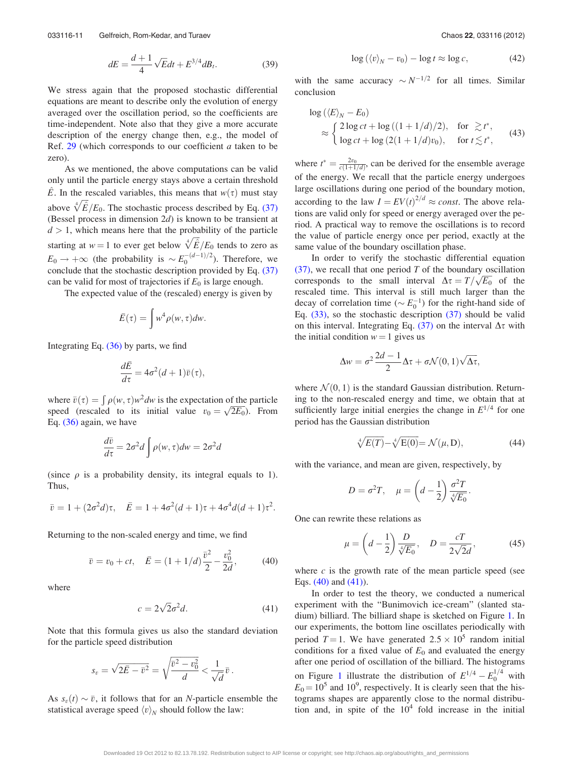$$dE = \frac{d+1}{4}\sqrt{E}dt + E^{3/4}dB_t. \tag{39}$$

We stress again that the proposed stochastic differential equations are meant to describe only the evolution of energy averaged over the oscillation period, so the coefficients are time-independent. Note also that they give a more accurate description of the energy change then, e.g., the model of Ref. 29 (which corresponds to our coefficient $a$ taken to be zero).

As we mentioned, the above computations can be valid only until the particle energy stays above a certain threshold $\hat{E}$. In the rescaled variables, this means that $w(\tau)$ must stay above $\sqrt[4]{\hat{E}}/E_0$. The stochastic process described by Eq. (37) (Bessel process in dimension $2d$) is known to be transient at $d > 1$, which means here that the probability of the particle starting at $w = 1$ to ever get below $\sqrt[4]{\hat{E}}/E_0$ tends to zero as $E_0 \to +\infty$ (the probability is $\sim E_0^{-(d-1)/2}$). Therefore, we conclude that the stochastic description provided by Eq. (37) can be valid for most of trajectories if $E_0$ is large enough.

The expected value of the (rescaled) energy is given by

$$\bar{E}(\tau) = \int w^4 \rho(w,\tau)dw.$$

Integrating Eq. (36) by parts, we find

$$\frac{d\bar{E}}{d\tau} = 4\sigma^2(d+1)\bar{v}(\tau),$$

where $\bar{v}(\tau) = \int \rho(w,\tau)w^2 dw$ is the expectation of the particle speed (rescaled to its initial value $v_0 = \sqrt{2E_0}$). From Eq. (36) again, we have

$$\frac{d\bar{v}}{d\tau} = 2\sigma^2 d \int \rho(w,\tau)dw = 2\sigma^2 d$$

(since $\rho$ is a probability density, its integral equals to 1). Thus,

$$\bar{v} = 1 + (2\sigma^2 d)\tau, \quad \bar{E} = 1 + 4\sigma^2(d+1)\tau + 4\sigma^4 d(d+1)\tau^2.$$

Returning to the non-scaled energy and time, we find

$$\bar{v} = v_0 + ct, \quad \bar{E} = (1 + 1/d)\frac{\bar{v}^2}{2} - \frac{v_0^2}{2d}, \tag{40}$$

where

$$c = 2\sqrt{2}\sigma^2 d. \tag{41}$$

Note that this formula gives us also the standard deviation for the particle speed distribution

$$s_v = \sqrt{2\bar{E} - \bar{v}^2} = \sqrt{\frac{\bar{v}^2 - v_0^2}{d}} < \frac{1}{\sqrt{d}}\bar{v}\,.$$

As $s_v(t) \sim \bar{v}$, it follows that for an $N$-particle ensemble the statistical average speed $\langle v \rangle_N$ should follow the law:

$$\log(\langle v \rangle_N - v_0) - \log t \approx \log c, \tag{42}$$

with the same accuracy $\sim N^{-1/2}$ for all times. Similar conclusion

$$\log(\langle E \rangle_N - E_0) \approx \begin{cases} 2\log ct + \log((1+1/d)/2), & \text{for } \gtrsim t^*, \\ \log ct + \log(2(1+1/d)v_0), & \text{for } t \lesssim t^*, \end{cases} \tag{43}$$

where $t^* = \frac{2v_0}{c(1+1/d)}$, can be derived for the ensemble average of the energy. We recall that the particle energy undergoes large oscillations during one period of the boundary motion, according to the law $I = EV(t)^{2/d} \approx const$. The above relations are valid only for speed or energy averaged over the period. A practical way to remove the oscillations is to record the value of particle energy once per period, exactly at the same value of the boundary oscillation phase.

In order to verify the stochastic differential equation (37), we recall that one period $T$ of the boundary oscillation corresponds to the small interval $\Delta\tau = T/\sqrt{E_0}$ of the rescaled time. This interval is still much larger than the decay of correlation time ($\sim E_0^{-1}$) for the right-hand side of Eq. (33), so the stochastic description (37) should be valid on this interval. Integrating Eq. (37) on the interval $\Delta\tau$ with the initial condition $w = 1$ gives us

$$\Delta w = \sigma^2 \frac{2d-1}{2}\Delta\tau + \sigma\mathcal{N}(0,1)\sqrt{\Delta\tau},$$

where $\mathcal{N}(0,1)$ is the standard Gaussian distribution. Returning to the non-rescaled energy and time, we obtain that at sufficiently large initial energies the change in $E^{1/4}$ for one period has the Gaussian distribution

$$\sqrt[4]{E(T)} - \sqrt[4]{E(0)} = \mathcal{N}(\mu, D), \tag{44}$$

with the variance, and mean are given, respectively, by

$$D = \sigma^2 T, \quad \mu = \left(d - \frac{1}{2}\right)\frac{\sigma^2 T}{\sqrt[4]{E_0}}.$$

One can rewrite these relations as

$$\mu = \left(d - \frac{1}{2}\right)\frac{D}{\sqrt[4]{E_0}}, \quad D = \frac{cT}{2\sqrt{2}d}, \tag{45}$$

where $c$ is the growth rate of the mean particle speed (see Eqs. (40) and (41)).

In order to test the theory, we conducted a numerical experiment with the "Bunimovich ice-cream" (slanted stadium) billiard. The billiard shape is sketched on Figure 1. In our experiments, the bottom line oscillates periodically with period $T = 1$. We have generated $2.5 \times 10^5$ random initial conditions for a fixed value of $E_0$ and evaluated the energy after one period of oscillation of the billiard. The histograms on Figure 1 illustrate the distribution of $E^{1/4} - E_0^{1/4}$ with $E_0 = 10^5$ and $10^9$, respectively. It is clearly seen that the histograms shapes are apparently close to the normal distribution and, in spite of the $10^4$ fold increase in the initial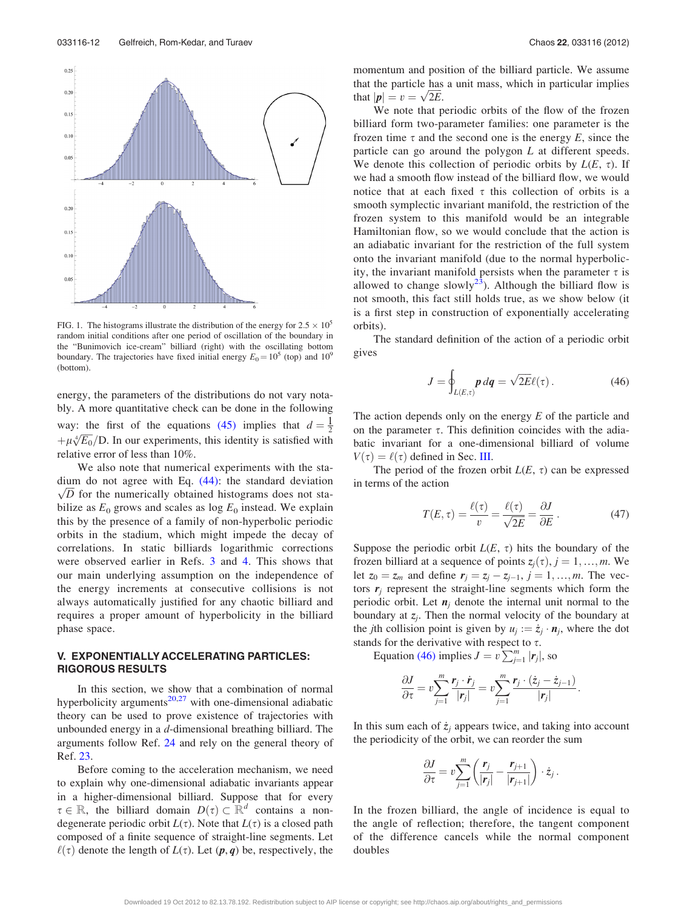FIG. 1. The histograms illustrate the distribution of the energy for $2.5 \times 10^5$ random initial conditions after one period of oscillation of the boundary in the "Bunimovich ice-cream" billiard (right) with the oscillating bottom boundary. The trajectories have fixed initial energy $E_0 = 10^5$ (top) and $10^9$ (bottom).

energy, the parameters of the distributions do not vary notably. A more quantitative check can be done in the following way: the first of the equations (45) implies that $d = \frac{1}{2} + \mu\sqrt[4]{E_0}/D$. In our experiments, this identity is satisfied with relative error of less than 10%.

We also note that numerical experiments with the stadium do not agree with Eq. (44): the standard deviation $\sqrt{D}$ for the numerically obtained histograms does not stabilize as $E_0$ grows and scales as $\log E_0$ instead. We explain this by the presence of a family of non-hyperbolic periodic orbits in the stadium, which might impede the decay of correlations. In static billiards logarithmic corrections were observed earlier in Refs. 3 and 4. This shows that our main underlying assumption on the independence of the energy increments at consecutive collisions is not always automatically justified for any chaotic billiard and requires a proper amount of hyperbolicity in the billiard phase space.

## V. EXPONENTIALLY ACCELERATING PARTICLES: RIGOROUS RESULTS

In this section, we show that a combination of normal hyperbolicity arguments[20,27] with one-dimensional adiabatic theory can be used to prove existence of trajectories with unbounded energy in a $d$-dimensional breathing billiard. The arguments follow Ref. 24 and rely on the general theory of Ref. 23.

Before coming to the acceleration mechanism, we need to explain why one-dimensional adiabatic invariants appear in a higher-dimensional billiard. Suppose that for every $\tau \in \mathbb{R}$, the billiard domain $D(\tau) \subset \mathbb{R}^d$ contains a non-degenerate periodic orbit $L(\tau)$. Note that $L(\tau)$ is a closed path composed of a finite sequence of straight-line segments. Let $\ell(\tau)$ denote the length of $L(\tau)$. Let $(\boldsymbol{p}, \boldsymbol{q})$ be, respectively, the momentum and position of the billiard particle. We assume that the particle has a unit mass, which in particular implies that $|\boldsymbol{p}| = v = \sqrt{2E}$.

We note that periodic orbits of the flow of the frozen billiard form two-parameter families: one parameter is the frozen time $\tau$ and the second one is the energy $E$, since the particle can go around the polygon $L$ at different speeds. We denote this collection of periodic orbits by $L(E, \tau)$. If we had a smooth flow instead of the billiard flow, we would notice that at each fixed $\tau$ this collection of orbits is a smooth symplectic invariant manifold, the restriction of the frozen system to this manifold would be an integrable Hamiltonian flow, so we would conclude that the action is an adiabatic invariant for the restriction of the full system onto the invariant manifold (due to the normal hyperbolicity, the invariant manifold persists when the parameter $\tau$ is allowed to change slowly[23]). Although the billiard flow is not smooth, this fact still holds true, as we show below (it is a first step in construction of exponentially accelerating orbits).

The standard definition of the action of a periodic orbit gives

$$J = \oint_{L(E,\tau)} \boldsymbol{p}\, d\boldsymbol{q} = \sqrt{2E}\ell(\tau). \tag{46}$$

The action depends only on the energy $E$ of the particle and on the parameter $\tau$. This definition coincides with the adiabatic invariant for a one-dimensional billiard of volume $V(\tau) = \ell(\tau)$ defined in Sec. III.

The period of the frozen orbit $L(E, \tau)$ can be expressed in terms of the action

$$T(E, \tau) = \frac{\ell(\tau)}{v} = \frac{\ell(\tau)}{\sqrt{2E}} = \frac{\partial J}{\partial E}. \tag{47}$$

Suppose the periodic orbit $L(E, \tau)$ hits the boundary of the frozen billiard at a sequence of points $z_j(\tau)$, $j = 1, \ldots, m$. We let $z_0 = z_m$ and define $\boldsymbol{r}_j = z_j - z_{j-1}$, $j = 1, \ldots, m$. The vectors $\boldsymbol{r}_j$ represent the straight-line segments which form the periodic orbit. Let $\boldsymbol{n}_j$ denote the internal unit normal to the boundary at $z_j$. Then the normal velocity of the boundary at the $j$th collision point is given by $u_j := \dot{z}_j \cdot \boldsymbol{n}_j$, where the dot stands for the derivative with respect to $\tau$.

Equation (46) implies $J = v \sum_{j=1}^{m} |\boldsymbol{r}_j|$, so

$$\frac{\partial J}{\partial \tau} = v \sum_{j=1}^{m} \frac{\boldsymbol{r}_j \cdot \dot{\boldsymbol{r}}_j}{|\boldsymbol{r}_j|} = v \sum_{j=1}^{m} \frac{\boldsymbol{r}_j \cdot (\dot{z}_j - \dot{z}_{j-1})}{|\boldsymbol{r}_j|}.$$

In this sum each of $\dot{z}_j$ appears twice, and taking into account the periodicity of the orbit, we can reorder the sum

$$\frac{\partial J}{\partial \tau} = v \sum_{j=1}^{m} \left( \frac{\boldsymbol{r}_j}{|\boldsymbol{r}_j|} - \frac{\boldsymbol{r}_{j+1}}{|\boldsymbol{r}_{j+1}|} \right) \cdot \dot{z}_j.$$

In the frozen billiard, the angle of incidence is equal to the angle of reflection; therefore, the tangent component of the difference cancels while the normal component doubles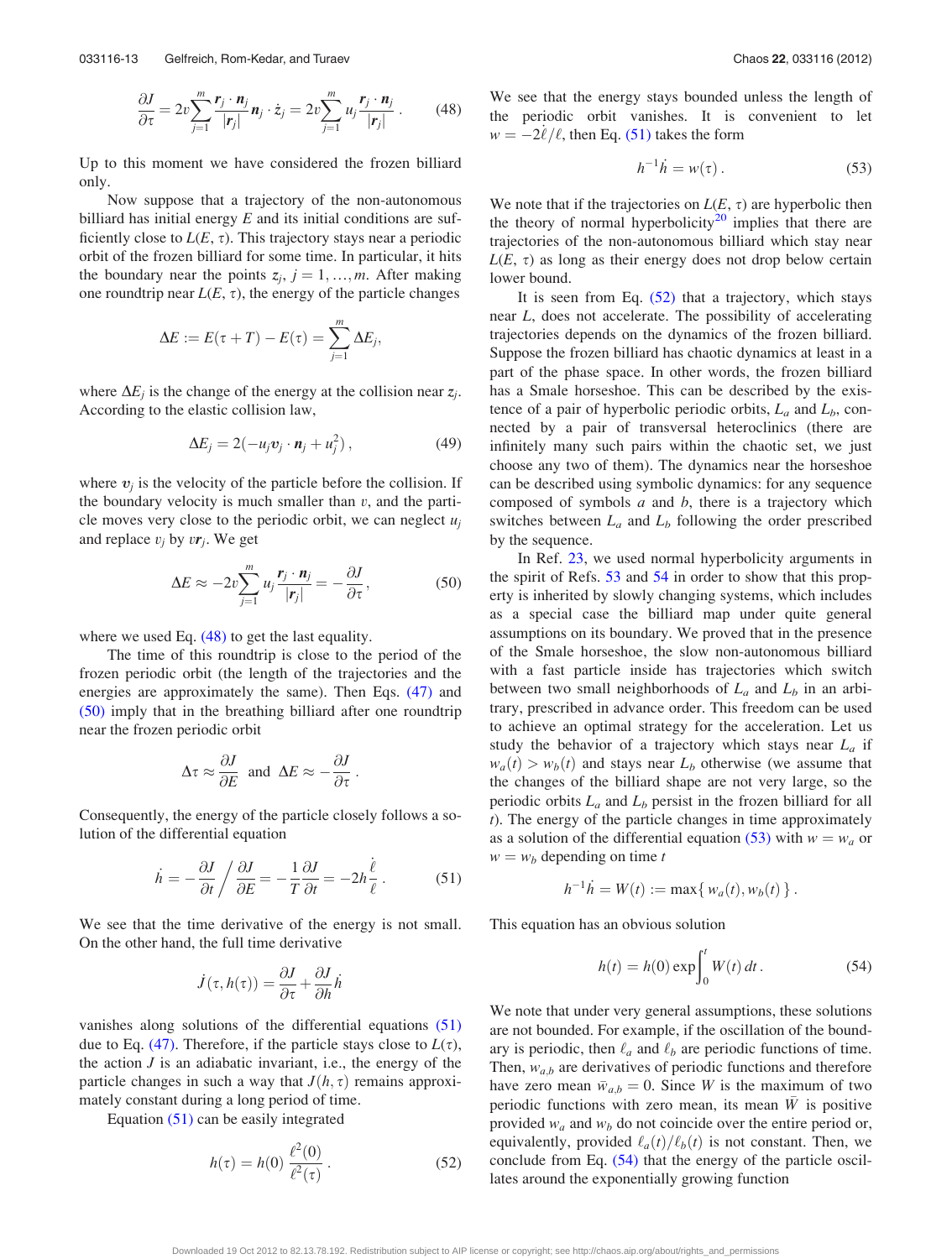$$\frac{\partial J}{\partial \tau} = 2v \sum_{j=1}^{m} \frac{\boldsymbol{r}_j \cdot \boldsymbol{n}_j}{|\boldsymbol{r}_j|} \boldsymbol{n}_j \cdot \dot{z}_j = 2v \sum_{j=1}^{m} u_j \frac{\boldsymbol{r}_j \cdot \boldsymbol{n}_j}{|\boldsymbol{r}_j|} . \tag{48}$$

Up to this moment we have considered the frozen billiard only.

Now suppose that a trajectory of the non-autonomous billiard has initial energy $E$ and its initial conditions are sufficiently close to $L(E, \tau)$. This trajectory stays near a periodic orbit of the frozen billiard for some time. In particular, it hits the boundary near the points $z_j$, $j = 1, \ldots, m$. After making one roundtrip near $L(E, \tau)$, the energy of the particle changes

$$\Delta E := E(\tau + T) - E(\tau) = \sum_{j=1}^{m} \Delta E_j,$$

where $\Delta E_j$ is the change of the energy at the collision near $z_j$. According to the elastic collision law,

$$\Delta E_j = 2(-u_j \boldsymbol{v}_j \cdot \boldsymbol{n}_j + u_j^2) , \tag{49}$$

where $\boldsymbol{v}_j$ is the velocity of the particle before the collision. If the boundary velocity is much smaller than $v$, and the particle moves very close to the periodic orbit, we can neglect $u_j$ and replace $\boldsymbol{v}_j$ by $v\boldsymbol{r}_j$. We get

$$\Delta E \approx -2v \sum_{j=1}^{m} u_j \frac{\boldsymbol{r}_j \cdot \boldsymbol{n}_j}{|\boldsymbol{r}_j|} = -\frac{\partial J}{\partial \tau}, \tag{50}$$

where we used Eq. (48) to get the last equality.

The time of this roundtrip is close to the period of the frozen periodic orbit (the length of the trajectories and the energies are approximately the same). Then Eqs. (47) and (50) imply that in the breathing billiard after one roundtrip near the frozen periodic orbit

$$\Delta \tau \approx \frac{\partial J}{\partial E} \quad \text{and} \quad \Delta E \approx -\frac{\partial J}{\partial \tau} .$$

Consequently, the energy of the particle closely follows a solution of the differential equation

$$\dot{h} = -\frac{\partial J}{\partial t} \bigg/ \frac{\partial J}{\partial E} = -\frac{1}{T} \frac{\partial J}{\partial t} = -2h \frac{\dot{\ell}}{\ell} . \tag{51}$$

We see that the time derivative of the energy is not small. On the other hand, the full time derivative

$$\dot{J}(\tau, h(\tau)) = \frac{\partial J}{\partial \tau} + \frac{\partial J}{\partial h} \dot{h}$$

vanishes along solutions of the differential equations (51) due to Eq. (47). Therefore, if the particle stays close to $L(\tau)$, the action $J$ is an adiabatic invariant, i.e., the energy of the particle changes in such a way that $J(h, \tau)$ remains approximately constant during a long period of time.

Equation (51) can be easily integrated

$$h(\tau) = h(0) \frac{\ell^2(0)}{\ell^2(\tau)} . \tag{52}$$

We see that the energy stays bounded unless the length of the periodic orbit vanishes. It is convenient to let $w = -2\dot{\ell}/\ell$, then Eq. (51) takes the form

$$h^{-1}\dot{h} = w(\tau) . \tag{53}$$

We note that if the trajectories on $L(E, \tau)$ are hyperbolic then the theory of normal hyperbolicity[20] implies that there are trajectories of the non-autonomous billiard which stay near $L(E, \tau)$ as long as their energy does not drop below certain lower bound.

It is seen from Eq. (52) that a trajectory, which stays near $L$, does not accelerate. The possibility of accelerating trajectories depends on the dynamics of the frozen billiard. Suppose the frozen billiard has chaotic dynamics at least in a part of the phase space. In other words, the frozen billiard has a Smale horseshoe. This can be described by the existence of a pair of hyperbolic periodic orbits, $L_a$ and $L_b$, connected by a pair of transversal heteroclinics (there are infinitely many such pairs within the chaotic set, we just choose any two of them). The dynamics near the horseshoe can be described using symbolic dynamics: for any sequence composed of symbols $a$ and $b$, there is a trajectory which switches between $L_a$ and $L_b$ following the order prescribed by the sequence.

In Ref. 23, we used normal hyperbolicity arguments in the spirit of Refs. 53 and 54 in order to show that this property is inherited by slowly changing systems, which includes as a special case the billiard map under quite general assumptions on its boundary. We proved that in the presence of the Smale horseshoe, the slow non-autonomous billiard with a fast particle inside has trajectories which switch between two small neighborhoods of $L_a$ and $L_b$ in an arbitrary, prescribed in advance order. This freedom can be used to achieve an optimal strategy for the acceleration. Let us study the behavior of a trajectory which stays near $L_a$ if $w_a(t) > w_b(t)$ and stays near $L_b$ otherwise (we assume that the changes of the billiard shape are not very large, so the periodic orbits $L_a$ and $L_b$ persist in the frozen billiard for all $t$). The energy of the particle changes in time approximately as a solution of the differential equation (53) with $w = w_a$ or $w = w_b$ depending on time $t$

$$h^{-1}\dot{h} = W(t) := \max\{\, w_a(t), w_b(t) \,\} .$$

This equation has an obvious solution

$$h(t) = h(0) \exp \int_0^t W(t)\, dt . \tag{54}$$

We note that under very general assumptions, these solutions are not bounded. For example, if the oscillation of the boundary is periodic, then $\ell_a$ and $\ell_b$ are periodic functions of time. Then, $w_{a,b}$ are derivatives of periodic functions and therefore have zero mean $\bar{w}_{a,b} = 0$. Since $W$ is the maximum of two periodic functions with zero mean, its mean $\bar{W}$ is positive provided $w_a$ and $w_b$ do not coincide over the entire period or, equivalently, provided $\ell_a(t)/\ell_b(t)$ is not constant. Then, we conclude from Eq. (54) that the energy of the particle oscillates around the exponentially growing function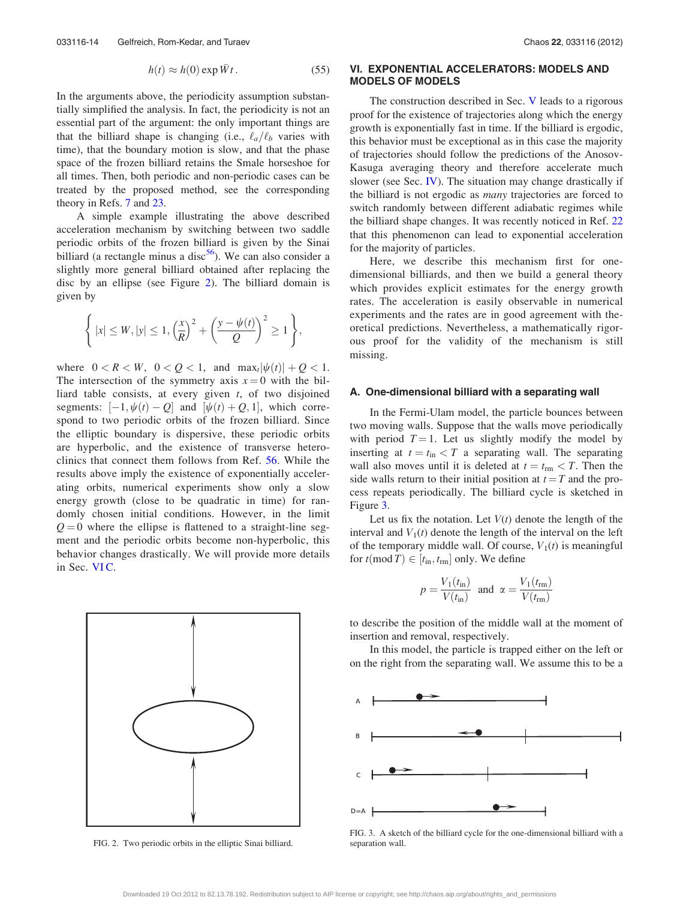$$h(t) \approx h(0) \exp \bar{W} t\,. \tag{55}$$

In the arguments above, the periodicity assumption substantially simplified the analysis. In fact, the periodicity is not an essential part of the argument: the only important things are that the billiard shape is changing (i.e., $\ell_a/\ell_b$ varies with time), that the boundary motion is slow, and that the phase space of the frozen billiard retains the Smale horseshoe for all times. Then, both periodic and non-periodic cases can be treated by the proposed method, see the corresponding theory in Refs. 7 and 23.

A simple example illustrating the above described acceleration mechanism by switching between two saddle periodic orbits of the frozen billiard is given by the Sinai billiard (a rectangle minus a disc[56]). We can also consider a slightly more general billiard obtained after replacing the disc by an ellipse (see Figure 2). The billiard domain is given by

$$\left\{ |x| \le W, |y| \le 1, \left(\frac{x}{R}\right)^2 + \left(\frac{y-\psi(t)}{Q}\right)^2 \ge 1 \right\},$$

where $0 < R < W$, $0 < Q < 1$, and $\max_t |\psi(t)| + Q < 1$. The intersection of the symmetry axis $x = 0$ with the billiard table consists, at every given $t$, of two disjoined segments: $[-1, \psi(t) - Q]$ and $[\psi(t) + Q, 1]$, which correspond to two periodic orbits of the frozen billiard. Since the elliptic boundary is dispersive, these periodic orbits are hyperbolic, and the existence of transverse heteroclinics that connect them follows from Ref. 56. While the results above imply the existence of exponentially accelerating orbits, numerical experiments show only a slow energy growth (close to be quadratic in time) for randomly chosen initial conditions. However, in the limit $Q = 0$ where the ellipse is flattened to a straight-line segment and the periodic orbits become non-hyperbolic, this behavior changes drastically. We will provide more details in Sec. VI C.

FIG. 2. Two periodic orbits in the elliptic Sinai billiard.

## VI. EXPONENTIAL ACCELERATORS: MODELS AND MODELS OF MODELS

The construction described in Sec. V leads to a rigorous proof for the existence of trajectories along which the energy growth is exponentially fast in time. If the billiard is ergodic, this behavior must be exceptional as in this case the majority of trajectories should follow the predictions of the Anosov-Kasuga averaging theory and therefore accelerate much slower (see Sec. IV). The situation may change drastically if the billiard is not ergodic as *many* trajectories are forced to switch randomly between different adiabatic regimes while the billiard shape changes. It was recently noticed in Ref. 22 that this phenomenon can lead to exponential acceleration for the majority of particles.

Here, we describe this mechanism first for one-dimensional billiards, and then we build a general theory which provides explicit estimates for the energy growth rates. The acceleration is easily observable in numerical experiments and the rates are in good agreement with theoretical predictions. Nevertheless, a mathematically rigorous proof for the validity of the mechanism is still missing.

### A. One-dimensional billiard with a separating wall

In the Fermi-Ulam model, the particle bounces between two moving walls. Suppose that the walls move periodically with period $T = 1$. Let us slightly modify the model by inserting at $t = t_{\text{in}} < T$ a separating wall. The separating wall also moves until it is deleted at $t = t_{\text{rm}} < T$. Then the side walls return to their initial position at $t = T$ and the process repeats periodically. The billiard cycle is sketched in Figure 3.

Let us fix the notation. Let $V(t)$ denote the length of the interval and $V_1(t)$ denote the length of the interval on the left of the temporary middle wall. Of course, $V_1(t)$ is meaningful for $t (\text{mod}\, T) \in [t_{\text{in}}, t_{\text{rm}}]$ only. We define

$$p = \frac{V_1(t_{\text{in}})}{V(t_{\text{in}})} \quad \text{and} \quad \alpha = \frac{V_1(t_{\text{rm}})}{V(t_{\text{rm}})}$$

to describe the position of the middle wall at the moment of insertion and removal, respectively.

In this model, the particle is trapped either on the left or on the right from the separating wall. We assume this to be a

FIG. 3. A sketch of the billiard cycle for the one-dimensional billiard with a separation wall.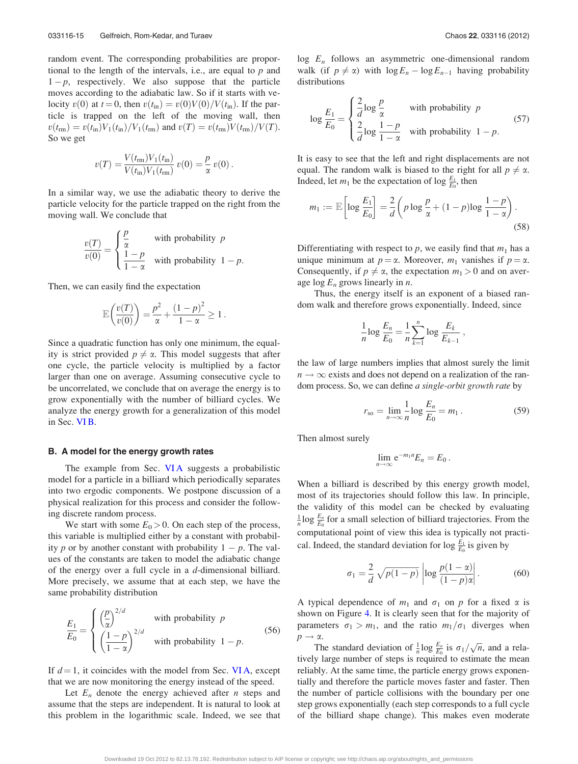random event. The corresponding probabilities are proportional to the length of the intervals, i.e., are equal to $p$ and $1-p$, respectively. We also suppose that the particle moves according to the adiabatic law. So if it starts with velocity $v(0)$ at $t=0$, then $v(t_{\rm in}) = v(0)V(0)/V(t_{\rm in})$. If the particle is trapped on the left of the moving wall, then $v(t_{\rm rm}) = v(t_{\rm in})V_1(t_{\rm in})/V_1(t_{\rm rm})$ and $v(T) = v(t_{\rm rm})V(t_{\rm rm})/V(T)$. So we get

$$v(T) = \frac{V(t_{\rm rm})V_1(t_{\rm in})}{V(t_{\rm in})V_1(t_{\rm rm})}\, v(0) = \frac{p}{\alpha}\, v(0)\,.$$

In a similar way, we use the adiabatic theory to derive the particle velocity for the particle trapped on the right from the moving wall. We conclude that

$$\frac{v(T)}{v(0)} = \begin{cases} \dfrac{p}{\alpha} & \text{with probability } p \\[2mm] \dfrac{1-p}{1-\alpha} & \text{with probability } 1-p. \end{cases}$$

Then, we can easily find the expectation

$$\mathbb{E}\left(\frac{v(T)}{v(0)}\right) = \frac{p^2}{\alpha} + \frac{(1-p)^2}{1-\alpha} \geq 1\,.$$

Since a quadratic function has only one minimum, the equality is strict provided $p \neq \alpha$. This model suggests that after one cycle, the particle velocity is multiplied by a factor larger than one on average. Assuming consecutive cycle to be uncorrelated, we conclude that on average the energy is to grow exponentially with the number of billiard cycles. We analyze the energy growth for a generalization of this model in Sec. VI B.

### B. A model for the energy growth rates

The example from Sec. VI A suggests a probabilistic model for a particle in a billiard which periodically separates into two ergodic components. We postpone discussion of a physical realization for this process and consider the following discrete random process.

We start with some $E_0 > 0$. On each step of the process, this variable is multiplied either by a constant with probability $p$ or by another constant with probability $1-p$. The values of the constants are taken to model the adiabatic change of the energy over a full cycle in a $d$-dimensional billiard. More precisely, we assume that at each step, we have the same probability distribution

$$\frac{E_1}{E_0} = \begin{cases} \left(\dfrac{p}{\alpha}\right)^{2/d} & \text{with probability } p \\[2mm] \left(\dfrac{1-p}{1-\alpha}\right)^{2/d} & \text{with probability } 1-p. \end{cases} \tag{56}$$

If $d=1$, it coincides with the model from Sec. VI A, except that we are now monitoring the energy instead of the speed.

Let $E_n$ denote the energy achieved after $n$ steps and assume that the steps are independent. It is natural to look at this problem in the logarithmic scale. Indeed, we see that $\log E_n$ follows an asymmetric one-dimensional random walk (if $p \neq \alpha$) with $\log E_n - \log E_{n-1}$ having probability distributions

$$\log\frac{E_1}{E_0} = \begin{cases} \dfrac{2}{d}\log\dfrac{p}{\alpha} & \text{with probability } p \\[2mm] \dfrac{2}{d}\log\dfrac{1-p}{1-\alpha} & \text{with probability } 1-p. \end{cases} \tag{57}$$

It is easy to see that the left and right displacements are not equal. The random walk is biased to the right for all $p \neq \alpha$. Indeed, let $m_1$ be the expectation of $\log\frac{E_1}{E_0}$, then

$$m_1 := \mathbb{E}\left[\log\frac{E_1}{E_0}\right] = \frac{2}{d}\left(p\log\frac{p}{\alpha} + (1-p)\log\frac{1-p}{1-\alpha}\right). \tag{58}$$

Differentiating with respect to $p$, we easily find that $m_1$ has a unique minimum at $p=\alpha$. Moreover, $m_1$ vanishes if $p=\alpha$. Consequently, if $p \neq \alpha$, the expectation $m_1 > 0$ and on average $\log E_n$ grows linearly in $n$.

Thus, the energy itself is an exponent of a biased random walk and therefore grows exponentially. Indeed, since

$$\frac{1}{n}\log\frac{E_n}{E_0} = \frac{1}{n}\sum_{k=1}^{n}\log\frac{E_k}{E_{k-1}}\,,$$

the law of large numbers implies that almost surely the limit $n\to\infty$ exists and does not depend on a realization of the random process. So, we can define *a single-orbit growth rate* by

$$r_{\rm so} = \lim_{n\to\infty}\frac{1}{n}\log\frac{E_n}{E_0} = m_1\,. \tag{59}$$

Then almost surely

$$\lim_{n\to\infty} {\rm e}^{-m_1 n}E_n = E_0\,.$$

When a billiard is described by this energy growth model, most of its trajectories should follow this law. In principle, the validity of this model can be checked by evaluating $\frac{1}{n}\log\frac{E_n}{E_0}$ for a small selection of billiard trajectories. From the computational point of view this idea is typically not practical. Indeed, the standard deviation for $\log\frac{E_1}{E_0}$ is given by

$$\sigma_1 = \frac{2}{d}\sqrt{p(1-p)}\left|\log\frac{p(1-\alpha)}{(1-p)\alpha}\right|. \tag{60}$$

A typical dependence of $m_1$ and $\sigma_1$ on $p$ for a fixed $\alpha$ is shown on Figure 4. It is clearly seen that for the majority of parameters $\sigma_1 > m_1$, and the ratio $m_1/\sigma_1$ diverges when $p\to\alpha$.

The standard deviation of $\frac{1}{n}\log\frac{E_n}{E_0}$ is $\sigma_1/\sqrt{n}$, and a relatively large number of steps is required to estimate the mean reliably. At the same time, the particle energy grows exponentially and therefore the particle moves faster and faster. Then the number of particle collisions with the boundary per one step grows exponentially (each step corresponds to a full cycle of the billiard shape change). This makes even moderate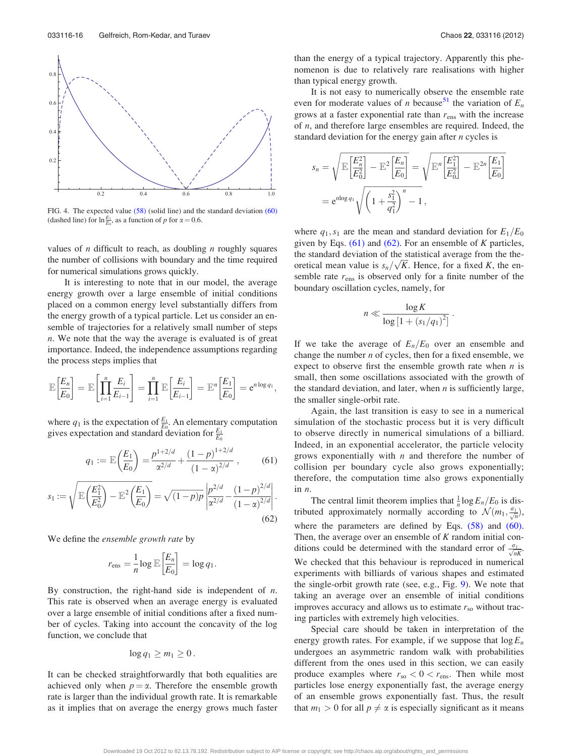FIG. 4. The expected value (58) (solid line) and the standard deviation (60) (dashed line) for $\ln \frac{E_1}{E_0}$, as a function of $p$ for $\alpha = 0.6$.

values of $n$ difficult to reach, as doubling $n$ roughly squares the number of collisions with boundary and the time required for numerical simulations grows quickly.

It is interesting to note that in our model, the average energy growth over a large ensemble of initial conditions placed on a common energy level substantially differs from the energy growth of a typical particle. Let us consider an ensemble of trajectories for a relatively small number of steps $n$. We note that the way the average is evaluated is of great importance. Indeed, the independence assumptions regarding the process steps implies that

$$\mathbb{E}\left[\frac{E_n}{E_0}\right] = \mathbb{E}\left[\prod_{i=1}^{n} \frac{E_i}{E_{i-1}}\right] = \prod_{i=1}^{n} \mathbb{E}\left[\frac{E_i}{E_{i-1}}\right] = \mathbb{E}^n\left[\frac{E_1}{E_0}\right] = e^{n \log q_1},$$

where $q_1$ is the expectation of $\frac{E_1}{E_0}$. An elementary computation gives expectation and standard deviation for $\frac{E_1}{E_0}$

$$q_1 := \mathbb{E}\left(\frac{E_1}{E_0}\right) = \frac{p^{1+2/d}}{\alpha^{2/d}} + \frac{(1-p)^{1+2/d}}{(1-\alpha)^{2/d}}, \tag{61}$$

$$s_1 := \sqrt{\mathbb{E}\left(\frac{E_1^2}{E_0^2}\right) - \mathbb{E}^2\left(\frac{E_1}{E_0}\right)} = \sqrt{(1-p)p}\left|\frac{p^{2/d}}{\alpha^{2/d}} - \frac{(1-p)^{2/d}}{(1-\alpha)^{2/d}}\right|. \tag{62}$$

We define the *ensemble growth rate* by

$$r_{\text{ens}} = \frac{1}{n} \log \mathbb{E}\left[\frac{E_n}{E_0}\right] = \log q_1.$$

By construction, the right-hand side is independent of $n$. This rate is observed when an average energy is evaluated over a large ensemble of initial conditions after a fixed number of cycles. Taking into account the concavity of the log function, we conclude that

$$\log q_1 \geq m_1 \geq 0.$$

It can be checked straightforwardly that both equalities are achieved only when $p = \alpha$. Therefore the ensemble growth rate is larger than the individual growth rate. It is remarkable as it implies that on average the energy grows much faster than the energy of a typical trajectory. Apparently this phenomenon is due to relatively rare realisations with higher than typical energy growth.

It is not easy to numerically observe the ensemble rate even for moderate values of $n$ because[51] the variation of $E_n$ grows at a faster exponential rate than $r_{\text{ens}}$ with the increase of $n$, and therefore large ensembles are required. Indeed, the standard deviation for the energy gain after $n$ cycles is

$$s_n = \sqrt{\mathbb{E}\left[\frac{E_n^2}{E_0^2}\right] - \mathbb{E}^2\left[\frac{E_n}{E_0}\right]} = \sqrt{\mathbb{E}^n\left[\frac{E_1^2}{E_0^2}\right] - \mathbb{E}^{2n}\left[\frac{E_1}{E_0}\right]}$$
$$= e^{n \log q_1}\sqrt{\left(1 + \frac{s_1^2}{q_1^2}\right)^n - 1},$$

where $q_1, s_1$ are the mean and standard deviation for $E_1/E_0$ given by Eqs. (61) and (62). For an ensemble of $K$ particles, the standard deviation of the statistical average from the theoretical mean value is $s_n/\sqrt{K}$. Hence, for a fixed $K$, the ensemble rate $r_{\text{ens}}$ is observed only for a finite number of the boundary oscillation cycles, namely, for

$$n \ll \frac{\log K}{\log\left[1 + (s_1/q_1)^2\right]}.$$

If we take the average of $E_n/E_0$ over an ensemble and change the number $n$ of cycles, then for a fixed ensemble, we expect to observe first the ensemble growth rate when $n$ is small, then some oscillations associated with the growth of the standard deviation, and later, when $n$ is sufficiently large, the smaller single-orbit rate.

Again, the last transition is easy to see in a numerical simulation of the stochastic process but it is very difficult to observe directly in numerical simulations of a billiard. Indeed, in an exponential accelerator, the particle velocity grows exponentially with $n$ and therefore the number of collision per boundary cycle also grows exponentially; therefore, the computation time also grows exponentially in $n$.

The central limit theorem implies that $\frac{1}{n}\log E_n/E_0$ is distributed approximately normally according to $\mathcal{N}(m_1, \frac{\sigma_1}{\sqrt{n}})$, where the parameters are defined by Eqs. (58) and (60). Then, the average over an ensemble of $K$ random initial conditions could be determined with the standard error of $\frac{\sigma_1}{\sqrt{nK}}$. We checked that this behaviour is reproduced in numerical experiments with billiards of various shapes and estimated the single-orbit growth rate (see, e.g., Fig. 9). We note that taking an average over an ensemble of initial conditions improves accuracy and allows us to estimate $r_{\text{so}}$ without tracing particles with extremely high velocities.

Special care should be taken in interpretation of the energy growth rates. For example, if we suppose that $\log E_n$ undergoes an asymmetric random walk with probabilities different from the ones used in this section, we can easily produce examples where $r_{\text{so}} < 0 < r_{\text{ens}}$. Then while most particles lose energy exponentially fast, the average energy of an ensemble grows exponentially fast. Thus, the result that $m_1 > 0$ for all $p \neq \alpha$ is especially significant as it means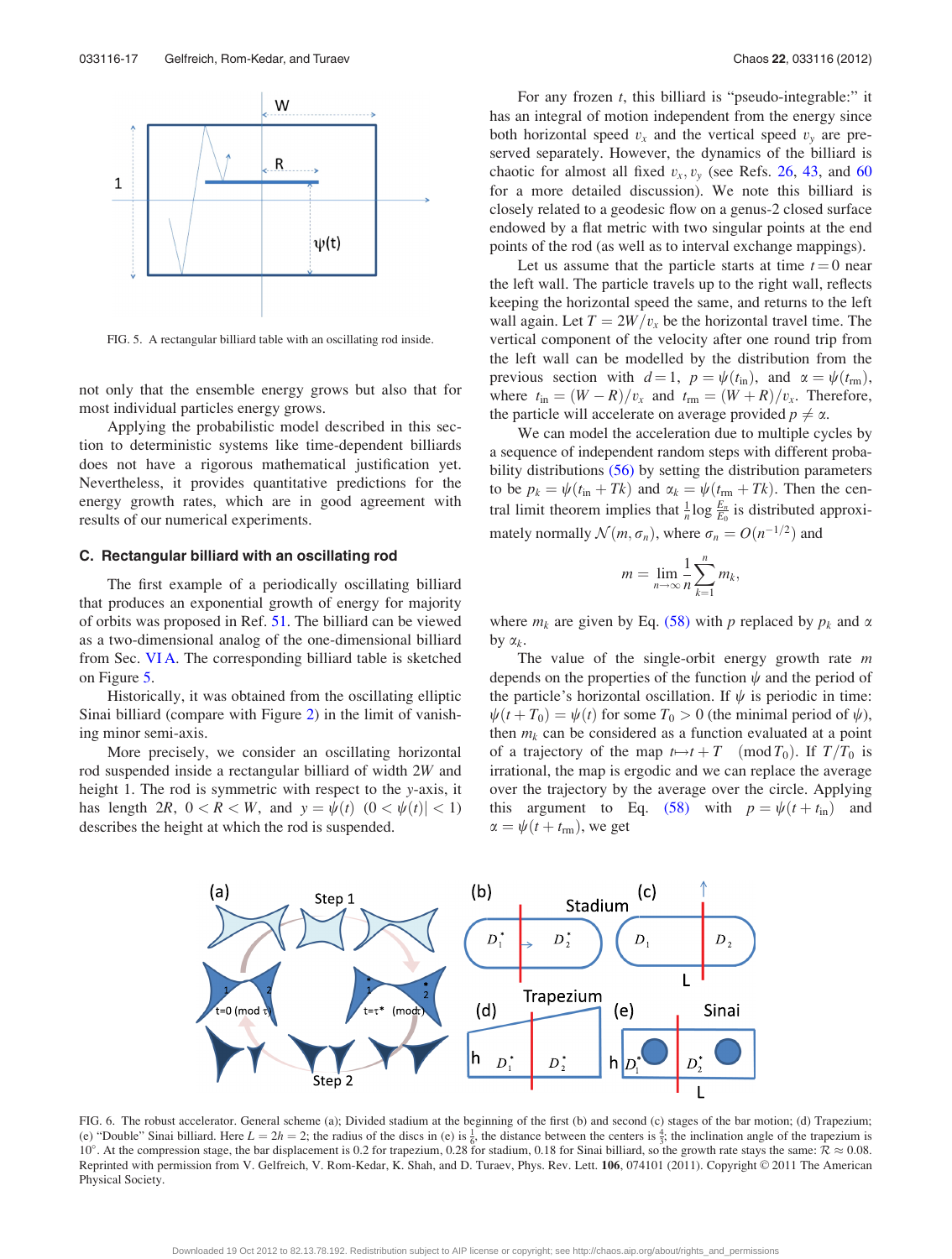FIG. 5. A rectangular billiard table with an oscillating rod inside.

not only that the ensemble energy grows but also that for most individual particles energy grows.

Applying the probabilistic model described in this section to deterministic systems like time-dependent billiards does not have a rigorous mathematical justification yet. Nevertheless, it provides quantitative predictions for the energy growth rates, which are in good agreement with results of our numerical experiments.

### C. Rectangular billiard with an oscillating rod

The first example of a periodically oscillating billiard that produces an exponential growth of energy for majority of orbits was proposed in Ref. 51. The billiard can be viewed as a two-dimensional analog of the one-dimensional billiard from Sec. VI A. The corresponding billiard table is sketched on Figure 5.

Historically, it was obtained from the oscillating elliptic Sinai billiard (compare with Figure 2) in the limit of vanishing minor semi-axis.

More precisely, we consider an oscillating horizontal rod suspended inside a rectangular billiard of width $2W$ and height 1. The rod is symmetric with respect to the $y$-axis, it has length $2R$, $0 < R < W$, and $y = \psi(t)$ $(0 < \psi(t)| < 1)$ describes the height at which the rod is suspended.

For any frozen $t$, this billiard is "pseudo-integrable:" it has an integral of motion independent from the energy since both horizontal speed $v_x$ and the vertical speed $v_y$ are preserved separately. However, the dynamics of the billiard is chaotic for almost all fixed $v_x, v_y$ (see Refs. 26, 43, and 60 for a more detailed discussion). We note this billiard is closely related to a geodesic flow on a genus-2 closed surface endowed by a flat metric with two singular points at the end points of the rod (as well as to interval exchange mappings).

Let us assume that the particle starts at time $t = 0$ near the left wall. The particle travels up to the right wall, reflects keeping the horizontal speed the same, and returns to the left wall again. Let $T = 2W/v_x$ be the horizontal travel time. The vertical component of the velocity after one round trip from the left wall can be modelled by the distribution from the previous section with $d = 1$, $p = \psi(t_{\text{in}})$, and $\alpha = \psi(t_{\text{rm}})$, where $t_{\text{in}} = (W - R)/v_x$ and $t_{\text{rm}} = (W + R)/v_x$. Therefore, the particle will accelerate on average provided $p \neq \alpha$.

We can model the acceleration due to multiple cycles by a sequence of independent random steps with different probability distributions (56) by setting the distribution parameters to be $p_k = \psi(t_{\text{in}} + Tk)$ and $\alpha_k = \psi(t_{\text{rm}} + Tk)$. Then the central limit theorem implies that $\frac{1}{n}\log\frac{E_n}{E_0}$ is distributed approximately normally $\mathcal{N}(m, \sigma_n)$, where $\sigma_n = O(n^{-1/2})$ and

$$m = \lim_{n\to\infty}\frac{1}{n}\sum_{k=1}^{n} m_k,$$

where $m_k$ are given by Eq. (58) with $p$ replaced by $p_k$ and $\alpha$ by $\alpha_k$.

The value of the single-orbit energy growth rate $m$ depends on the properties of the function $\psi$ and the period of the particle's horizontal oscillation. If $\psi$ is periodic in time: $\psi(t + T_0) = \psi(t)$ for some $T_0 > 0$ (the minimal period of $\psi$), then $m_k$ can be considered as a function evaluated at a point of a trajectory of the map $t \mapsto t + T \pmod{T_0}$. If $T/T_0$ is irrational, the map is ergodic and we can replace the average over the trajectory by the average over the circle. Applying this argument to Eq. (58) with $p = \psi(t + t_{\text{in}})$ and $\alpha = \psi(t + t_{\text{rm}})$, we get

FIG. 6. The robust accelerator. General scheme (a); Divided stadium at the beginning of the first (b) and second (c) stages of the bar motion; (d) Trapezium; (e) "Double" Sinai billiard. Here $L = 2h = 2$; the radius of the discs in (e) is $\frac{1}{6}$, the distance between the centers is $\frac{4}{3}$; the inclination angle of the trapezium is 10°. At the compression stage, the bar displacement is 0.2 for trapezium, 0.28 for stadium, 0.18 for Sinai billiard, so the growth rate stays the same: $\mathcal{R} \approx 0.08$. Reprinted with permission from V. Gelfreich, V. Rom-Kedar, K. Shah, and D. Turaev, Phys. Rev. Lett. **106**, 074101 (2011). Copyright © 2011 The American Physical Society.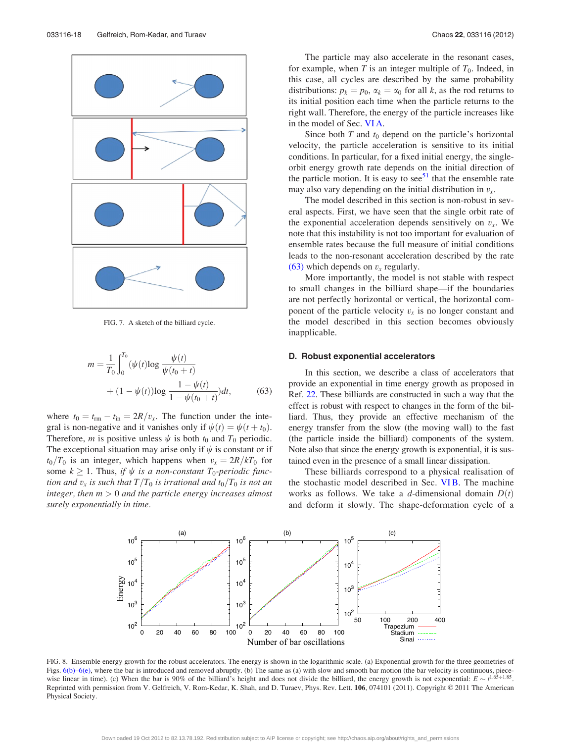FIG. 7. A sketch of the billiard cycle.

$$m = \frac{1}{T_0}\int_0^{T_0} \Big(\psi(t)\log\frac{\psi(t)}{\psi(t_0+t)} + (1-\psi(t))\log\frac{1-\psi(t)}{1-\psi(t_0+t)}\Big)dt, \tag{63}$$

where $t_0 = t_{rm} - t_{in} = 2R/v_x$. The function under the integral is non-negative and it vanishes only if $\psi(t) = \psi(t+t_0)$. Therefore, $m$ is positive unless $\psi$ is both $t_0$ and $T_0$ periodic. The exceptional situation may arise only if $\psi$ is constant or if $t_0/T_0$ is an integer, which happens when $v_x = 2R/kT_0$ for some $k \geq 1$. Thus, *if $\psi$ is a non-constant $T_0$-periodic function and $v_x$ is such that $T/T_0$ is irrational and $t_0/T_0$ is not an integer, then $m > 0$ and the particle energy increases almost surely exponentially in time.*

The particle may also accelerate in the resonant cases, for example, when $T$ is an integer multiple of $T_0$. Indeed, in this case, all cycles are described by the same probability distributions: $p_k = p_0$, $\alpha_k = \alpha_0$ for all $k$, as the rod returns to its initial position each time when the particle returns to the right wall. Therefore, the energy of the particle increases like in the model of Sec. VI A.

Since both $T$ and $t_0$ depend on the particle's horizontal velocity, the particle acceleration is sensitive to its initial conditions. In particular, for a fixed initial energy, the single-orbit energy growth rate depends on the initial direction of the particle motion. It is easy to see[51] that the ensemble rate may also vary depending on the initial distribution in $v_x$.

The model described in this section is non-robust in several aspects. First, we have seen that the single orbit rate of the exponential acceleration depends sensitively on $v_x$. We note that this instability is not too important for evaluation of ensemble rates because the full measure of initial conditions leads to the non-resonant acceleration described by the rate (63) which depends on $v_x$ regularly.

More importantly, the model is not stable with respect to small changes in the billiard shape—if the boundaries are not perfectly horizontal or vertical, the horizontal component of the particle velocity $v_x$ is no longer constant and the model described in this section becomes obviously inapplicable.

### D. Robust exponential accelerators

In this section, we describe a class of accelerators that provide an exponential in time energy growth as proposed in Ref. 22. These billiards are constructed in such a way that the effect is robust with respect to changes in the form of the billiard. Thus, they provide an effective mechanism of the energy transfer from the slow (the moving wall) to the fast (the particle inside the billiard) components of the system. Note also that since the energy growth is exponential, it is sustained even in the presence of a small linear dissipation.

These billiards correspond to a physical realisation of the stochastic model described in Sec. VI B. The machine works as follows. We take a $d$-dimensional domain $D(t)$ and deform it slowly. The shape-deformation cycle of a

FIG. 8. Ensemble energy growth for the robust accelerators. The energy is shown in the logarithmic scale. (a) Exponential growth for the three geometries of Figs. 6(b)–6(e), where the bar is introduced and removed abruptly. (b) The same as (a) with slow and smooth bar motion (the bar velocity is continuous, piecewise linear in time). (c) When the bar is 90% of the billiard's height and does not divide the billiard, the energy growth is not exponential: $E \sim t^{1.65 \div 1.85}$. Reprinted with permission from V. Gelfreich, V. Rom-Kedar, K. Shah, and D. Turaev, Phys. Rev. Lett. **106**, 074101 (2011). Copyright © 2011 The American Physical Society.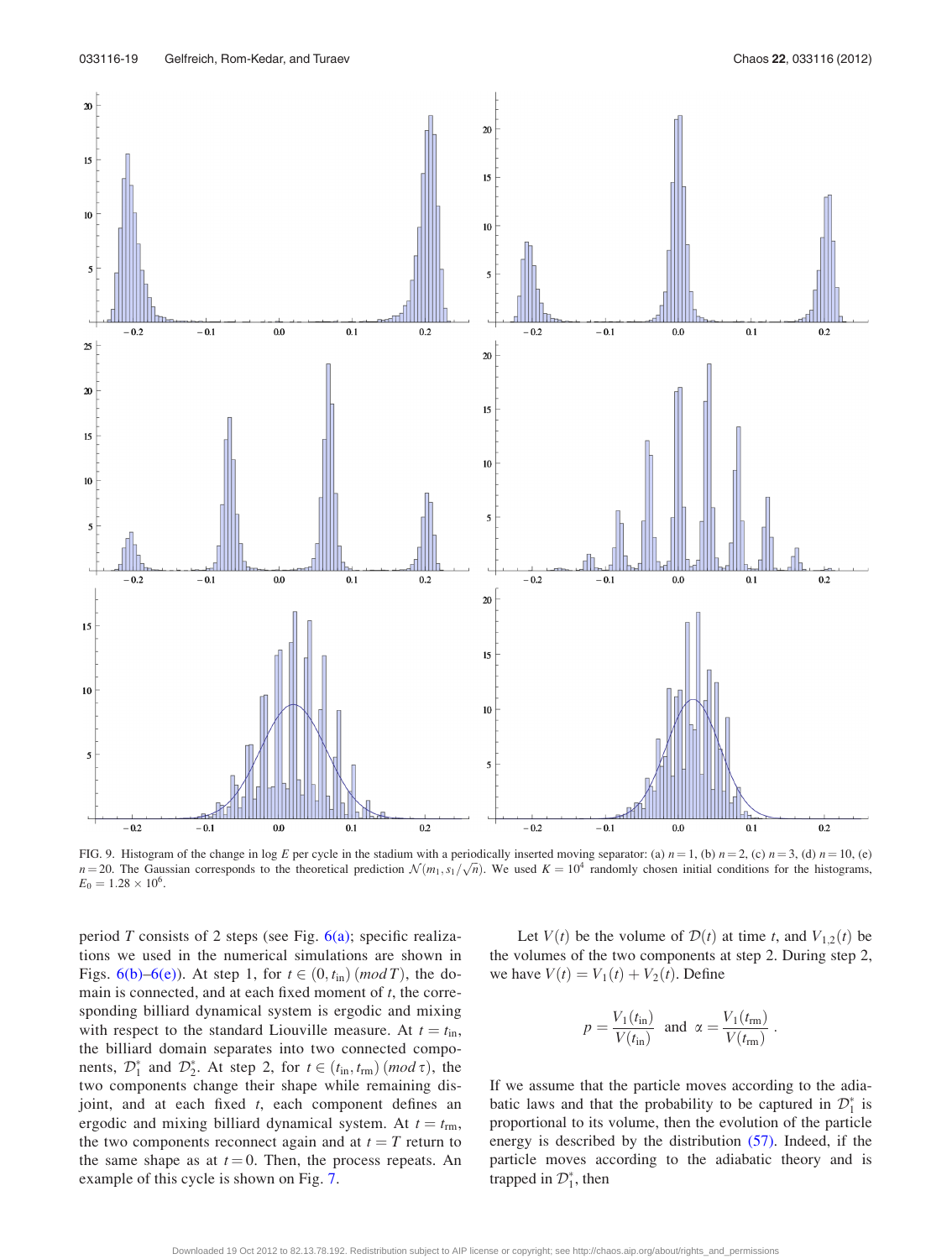FIG. 9. Histogram of the change in log $E$ per cycle in the stadium with a periodically inserted moving separator: (a) $n = 1$, (b) $n = 2$, (c) $n = 3$, (d) $n = 10$, (e) $n = 20$. The Gaussian corresponds to the theoretical prediction $\mathcal{N}(m_1, s_1/\sqrt{n})$. We used $K = 10^4$ randomly chosen initial conditions for the histograms, $E_0 = 1.28 \times 10^6$.

period $T$ consists of 2 steps (see Fig. 6(a); specific realizations we used in the numerical simulations are shown in Figs. 6(b)–6(e)). At step 1, for $t \in (0, t_{\rm in})\ (mod\, T)$, the domain is connected, and at each fixed moment of $t$, the corresponding billiard dynamical system is ergodic and mixing with respect to the standard Liouville measure. At $t = t_{\rm in}$, the billiard domain separates into two connected components, $\mathcal{D}_1^*$ and $\mathcal{D}_2^*$. At step 2, for $t \in (t_{\rm in}, t_{\rm rm})\ (mod\, \tau)$, the two components change their shape while remaining disjoint, and at each fixed $t$, each component defines an ergodic and mixing billiard dynamical system. At $t = t_{\rm rm}$, the two components reconnect again and at $t = T$ return to the same shape as at $t = 0$. Then, the process repeats. An example of this cycle is shown on Fig. 7.

Let $V(t)$ be the volume of $\mathcal{D}(t)$ at time $t$, and $V_{1,2}(t)$ be the volumes of the two components at step 2. During step 2, we have $V(t) = V_1(t) + V_2(t)$. Define

$$p = \frac{V_1(t_{\rm in})}{V(t_{\rm in})} \quad \text{and} \quad \alpha = \frac{V_1(t_{\rm rm})}{V(t_{\rm rm})}.$$

If we assume that the particle moves according to the adiabatic laws and that the probability to be captured in $\mathcal{D}_1^*$ is proportional to its volume, then the evolution of the particle energy is described by the distribution (57). Indeed, if the particle moves according to the adiabatic theory and is trapped in $\mathcal{D}_1^*$, then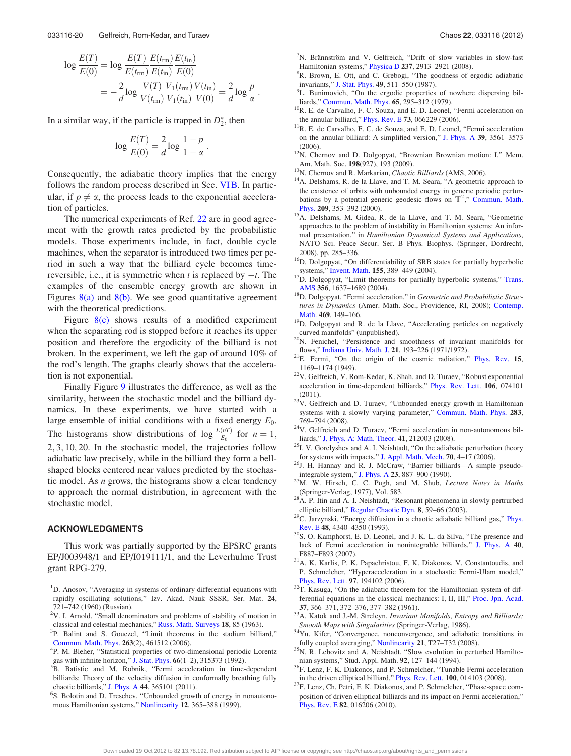$$\log \frac{E(T)}{E(0)} = \log \frac{E(T)}{E(t_{\rm rm})} \frac{E(t_{\rm rm})}{E(t_{\rm in})} \frac{E(t_{\rm in})}{E(0)}$$
$$= -\frac{2}{d} \log \frac{V(T)}{V(t_{\rm rm})} \frac{V_1(t_{\rm rm})}{V_1(t_{\rm in})} \frac{V(t_{\rm in})}{V(0)} = \frac{2}{d} \log \frac{p}{\alpha} \,.$$

In a similar way, if the particle is trapped in $D_2^*$, then

$$\log \frac{E(T)}{E(0)} = \frac{2}{d} \log \frac{1-p}{1-\alpha} \,.$$

Consequently, the adiabatic theory implies that the energy follows the random process described in Sec. VI B. In particular, if $p \neq \alpha$, the process leads to the exponential acceleration of particles.

The numerical experiments of Ref. 22 are in good agreement with the growth rates predicted by the probabilistic models. Those experiments include, in fact, double cycle machines, when the separator is introduced two times per period in such a way that the billiard cycle becomes time-reversible, i.e., it is symmetric when $t$ is replaced by $-t$. The examples of the ensemble energy growth are shown in Figures 8(a) and 8(b). We see good quantitative agreement with the theoretical predictions.

Figure 8(c) shows results of a modified experiment when the separating rod is stopped before it reaches its upper position and therefore the ergodicity of the billiard is not broken. In the experiment, we left the gap of around 10% of the rod's length. The graphs clearly shows that the acceleration is not exponential.

Finally Figure 9 illustrates the difference, as well as the similarity, between the stochastic model and the billiard dynamics. In these experiments, we have started with a large ensemble of initial conditions with a fixed energy $E_0$. The histograms show distributions of $\log \frac{E(nT)}{E_0}$ for $n = 1, 2, 3, 10, 20$. In the stochastic model, the trajectories follow adiabatic law precisely, while in the billiard they form a bell-shaped blocks centered near values predicted by the stochastic model. As $n$ grows, the histograms show a clear tendency to approach the normal distribution, in agreement with the stochastic model.

## ACKNOWLEDGMENTS

This work was partially supported by the EPSRC grants EP/J003948/1 and EP/I019111/1, and the Leverhulme Trust grant RPG-279.

[1] D. Anosov, "Averaging in systems of ordinary differential equations with rapidly oscillating solutions," Izv. Akad. Nauk SSSR, Ser. Mat. **24**, 721–742 (1960) (Russian).

[2] V. I. Arnold, "Small denominators and problems of stability of motion in classical and celestial mechanics," Russ. Math. Surveys **18**, 85 (1963).

[3] P. Balint and S. Gouezel, "Limit theorems in the stadium billiard," Commun. Math. Phys. **263**(2), 461512 (2006).

[4] P. M. Bleher, "Statistical properties of two-dimensional periodic Lorentz gas with infinite horizon," J. Stat. Phys. **66**(1–2), 315373 (1992).

[5] B. Batistic and M. Robnik, "Fermi acceleration in time-dependent billiards: Theory of the velocity diffusion in conformally breathing fully chaotic billiards," J. Phys. A **44**, 365101 (2011).

[6] S. Bolotin and D. Treschev, "Unbounded growth of energy in nonautonomous Hamiltonian systems," Nonlinearity **12**, 365–388 (1999).

[7] N. Brännström and V. Gelfreich, "Drift of slow variables in slow-fast Hamiltonian systems," Physica D **237**, 2913–2921 (2008).

[8] R. Brown, E. Ott, and C. Grebogi, "The goodness of ergodic adiabatic invariants," J. Stat. Phys. **49**, 511–550 (1987).

[9] L. Bunimovich, "On the ergodic properties of nowhere dispersing billiards," Commun. Math. Phys. **65**, 295–312 (1979).

[10] R. E. de Carvalho, F. C. Souza, and E. D. Leonel, "Fermi acceleration on the annular billiard," Phys. Rev. E **73**, 066229 (2006).

[11] R. E. de Carvalho, F. C. de Souza, and E. D. Leonel, "Fermi acceleration on the annular billiard: A simplified version," J. Phys. A **39**, 3561–3573 (2006).

[12] N. Chernov and D. Dolgopyat, "Brownian Brownian motion: I," Mem. Am. Math. Soc. **198**(927), 193 (2009).

[13] N. Chernov and R. Markarian, *Chaotic Billiards* (AMS, 2006).

[14] A. Delshams, R. de la Llave, and T. M. Seara, "A geometric approach to the existence of orbits with unbounded energy in generic periodic perturbations by a potential generic geodesic flows on $\mathbb{T}^2$," Commun. Math. Phys. **209**, 353–392 (2000).

[15] A. Delshams, M. Gidea, R. de la Llave, and T. M. Seara, "Geometric approaches to the problem of instability in Hamiltonian systems: An informal presentation," in *Hamiltonian Dynamical Systems and Applications*, NATO Sci. Peace Secur. Ser. B Phys. Biophys. (Springer, Dordrecht, 2008), pp. 285–336.

[16] D. Dolgopyat, "On differentiability of SRB states for partially hyperbolic systems," Invent. Math. **155**, 389–449 (2004).

[17] D. Dolgopyat, "Limit theorems for partially hyperbolic systems," Trans. AMS **356**, 1637–1689 (2004).

[18] D. Dolgopyat, "Fermi acceleration," in *Geometric and Probabilistic Structures in Dynamics* (Amer. Math. Soc., Providence, RI, 2008); Contemp. Math. **469**, 149–166.

[19] D. Dolgopyat and R. de la Llave, "Accelerating particles on negatively curved manifolds" (unpublished).

[20] N. Fenichel, "Persistence and smoothness of invariant manifolds for flows," Indiana Univ. Math. J. **21**, 193–226 (1971/1972).

[21] E. Fermi, "On the origin of the cosmic radiation," Phys. Rev. **15**, 1169–1174 (1949).

[22] V. Gelfreich, V. Rom-Kedar, K. Shah, and D. Turaev, "Robust exponential acceleration in time-dependent billiards," Phys. Rev. Lett. **106**, 074101 (2011).

[23] V. Gelfreich and D. Turaev, "Unbounded energy growth in Hamiltonian systems with a slowly varying parameter," Commun. Math. Phys. **283**, 769–794 (2008).

[24] V. Gelfreich and D. Turaev, "Fermi acceleration in non-autonomous billiards," J. Phys. A: Math. Theor. **41**, 212003 (2008).

[25] I. V. Gorelyshev and A. I. Neishtadt, "On the adiabatic perturbation theory for systems with impacts," J. Appl. Math. Mech. **70**, 4–17 (2006).

[26] J. H. Hannay and R. J. McCraw, "Barrier billiards—A simple pseudo-integrable system," J. Phys. A **23**, 887–900 (1990).

[27] M. W. Hirsch, C. C. Pugh, and M. Shub, *Lecture Notes in Maths* (Springer-Verlag, 1977), Vol. 583.

[28] A. P. Itin and A. I. Neishtadt, "Resonant phenomena in slowly pertrurbed elliptic billiard," Regular Chaotic Dyn. **8**, 59–66 (2003).

[29] C. Jarzynski, "Energy diffusion in a chaotic adiabatic billiard gas," Phys. Rev. E **48**, 4340–4350 (1993).

[30] S. O. Kamphorst, E. D. Leonel, and J. K. L. da Silva, "The presence and lack of Fermi acceleration in nonintegrable billiards," J. Phys. A **40**, F887–F893 (2007).

[31] A. K. Karlis, P. K. Papachristou, F. K. Diakonos, V. Constantoudis, and P. Schmelcher, "Hyperacceleration in a stochastic Fermi-Ulam model," Phys. Rev. Lett. **97**, 194102 (2006).

[32] T. Kasuga, "On the adiabatic theorem for the Hamiltonian system of differential equations in the classical mechanics: I, II, III," Proc. Jpn. Acad. **37**, 366–371, 372–376, 377–382 (1961).

[33] A. Katok and J.-M. Strelcyn, *Invariant Manifolds, Entropy and Billiards; Smooth Maps with Singularities* (Springer-Verlag, 1986).

[34] Yu. Kifer, "Convergence, nonconvergence, and adiabatic transitions in fully coupled averaging," Nonlinearity **21**, T27–T32 (2008).

[35] N. R. Lebovitz and A. Neishtadt, "Slow evolution in perturbed Hamiltonian systems," Stud. Appl. Math. **92**, 127–144 (1994).

[36] F. Lenz, F. K. Diakonos, and P. Schmelcher, "Tunable Fermi acceleration in the driven elliptical billiard," Phys. Rev. Lett. **100**, 014103 (2008).

[37] F. Lenz, Ch. Petri, F. K. Diakonos, and P. Schmelcher, "Phase-space composition of driven elliptical billiards and its impact on Fermi acceleration," Phys. Rev. E **82**, 016206 (2010).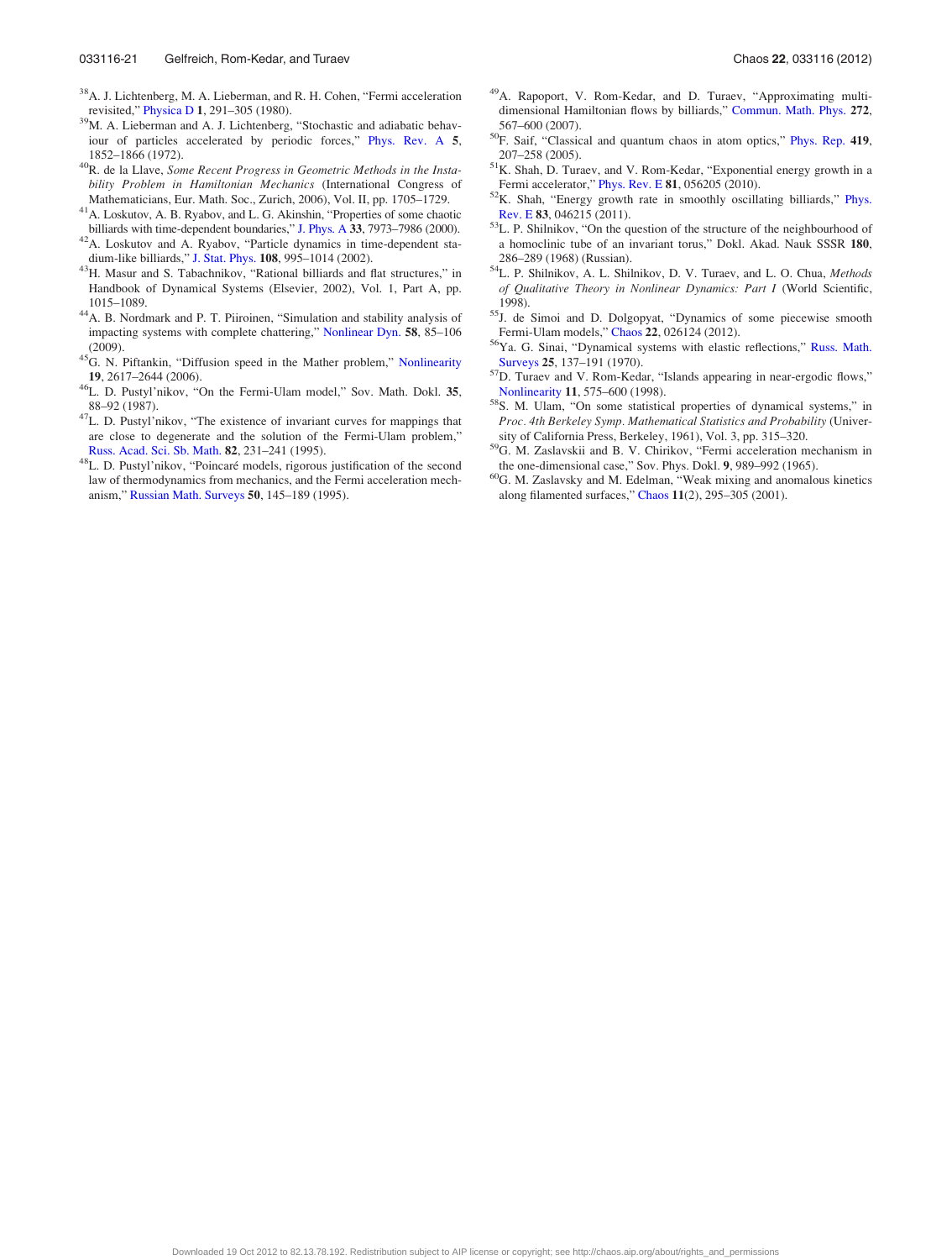[38] A. J. Lichtenberg, M. A. Lieberman, and R. H. Cohen, "Fermi acceleration revisited," Physica D **1**, 291–305 (1980).

[39] M. A. Lieberman and A. J. Lichtenberg, "Stochastic and adiabatic behaviour of particles accelerated by periodic forces," Phys. Rev. A **5**, 1852–1866 (1972).

[40] R. de la Llave, *Some Recent Progress in Geometric Methods in the Instability Problem in Hamiltonian Mechanics* (International Congress of Mathematicians, Eur. Math. Soc., Zurich, 2006), Vol. II, pp. 1705–1729.

[41] A. Loskutov, A. B. Ryabov, and L. G. Akinshin, "Properties of some chaotic billiards with time-dependent boundaries," J. Phys. A **33**, 7973–7986 (2000).

[42] A. Loskutov and A. Ryabov, "Particle dynamics in time-dependent stadium-like billiards," J. Stat. Phys. **108**, 995–1014 (2002).

[43] H. Masur and S. Tabachnikov, "Rational billiards and flat structures," in Handbook of Dynamical Systems (Elsevier, 2002), Vol. 1, Part A, pp. 1015–1089.

[44] A. B. Nordmark and P. T. Piiroinen, "Simulation and stability analysis of impacting systems with complete chattering," Nonlinear Dyn. **58**, 85–106 (2009).

[45] G. N. Piftankin, "Diffusion speed in the Mather problem," Nonlinearity **19**, 2617–2644 (2006).

[46] L. D. Pustyl'nikov, "On the Fermi-Ulam model," Sov. Math. Dokl. **35**, 88–92 (1987).

[47] L. D. Pustyl'nikov, "The existence of invariant curves for mappings that are close to degenerate and the solution of the Fermi-Ulam problem," Russ. Acad. Sci. Sb. Math. **82**, 231–241 (1995).

[48] L. D. Pustyl'nikov, "Poincaré models, rigorous justification of the second law of thermodynamics from mechanics, and the Fermi acceleration mechanism," Russian Math. Surveys **50**, 145–189 (1995).

[49] A. Rapoport, V. Rom-Kedar, and D. Turaev, "Approximating multi-dimensional Hamiltonian flows by billiards," Commun. Math. Phys. **272**, 567–600 (2007).

[50] F. Saif, "Classical and quantum chaos in atom optics," Phys. Rep. **419**, 207–258 (2005).

[51] K. Shah, D. Turaev, and V. Rom-Kedar, "Exponential energy growth in a Fermi accelerator," Phys. Rev. E **81**, 056205 (2010).

[52] K. Shah, "Energy growth rate in smoothly oscillating billiards," Phys. Rev. E **83**, 046215 (2011).

[53] L. P. Shilnikov, "On the question of the structure of the neighbourhood of a homoclinic tube of an invariant torus," Dokl. Akad. Nauk SSSR **180**, 286–289 (1968) (Russian).

[54] L. P. Shilnikov, A. L. Shilnikov, D. V. Turaev, and L. O. Chua, *Methods of Qualitative Theory in Nonlinear Dynamics: Part I* (World Scientific, 1998).

[55] J. de Simoi and D. Dolgopyat, "Dynamics of some piecewise smooth Fermi-Ulam models," Chaos **22**, 026124 (2012).

[56] Ya. G. Sinai, "Dynamical systems with elastic reflections," Russ. Math. Surveys **25**, 137–191 (1970).

[57] D. Turaev and V. Rom-Kedar, "Islands appearing in near-ergodic flows," Nonlinearity **11**, 575–600 (1998).

[58] S. M. Ulam, "On some statistical properties of dynamical systems," in *Proc. 4th Berkeley Symp. Mathematical Statistics and Probability* (University of California Press, Berkeley, 1961), Vol. 3, pp. 315–320.

[59] G. M. Zaslavskii and B. V. Chirikov, "Fermi acceleration mechanism in the one-dimensional case," Sov. Phys. Dokl. **9**, 989–992 (1965).

[60] G. M. Zaslavsky and M. Edelman, "Weak mixing and anomalous kinetics along filamented surfaces," Chaos **11**(2), 295–305 (2001).